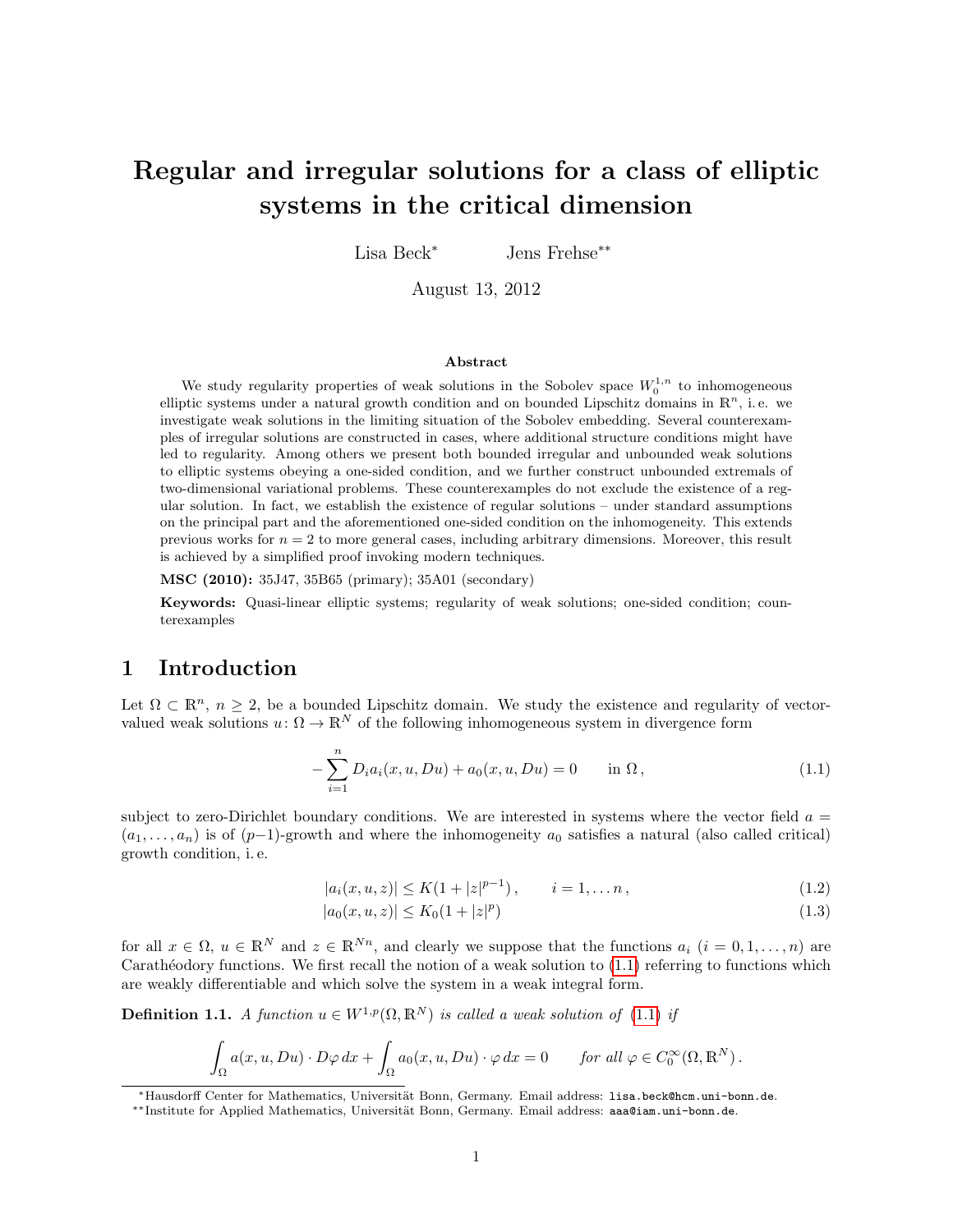# Regular and irregular solutions for a class of elliptic systems in the critical dimension

Lisa Beck* Jens Frehse**

August 13, 2012

### Abstract

We study regularity properties of weak solutions in the Sobolev space $W_0^{1,n}$ to inhomogeneous elliptic systems under a natural growth condition and on bounded Lipschitz domains in $\mathbb{R}^n$, i. e. we investigate weak solutions in the limiting situation of the Sobolev embedding. Several counterexamples of irregular solutions are constructed in cases, where additional structure conditions might have led to regularity. Among others we present both bounded irregular and unbounded weak solutions to elliptic systems obeying a one-sided condition, and we further construct unbounded extremals of two-dimensional variational problems. These counterexamples do not exclude the existence of a regular solution. In fact, we establish the existence of regular solutions – under standard assumptions on the principal part and the aforementioned one-sided condition on the inhomogeneity. This extends previous works for $n = 2$ to more general cases, including arbitrary dimensions. Moreover, this result is achieved by a simplified proof invoking modern techniques.

**MSC (2010):** 35J47, 35B65 (primary); 35A01 (secondary)

**Keywords:** Quasi-linear elliptic systems; regularity of weak solutions; one-sided condition; counterexamples

## 1 Introduction

Let $\Omega \subset \mathbb{R}^n$, $n \geq 2$, be a bounded Lipschitz domain. We study the existence and regularity of vector-valued weak solutions $u\colon \Omega \to \mathbb{R}^N$ of the following inhomogeneous system in divergence form

$$-\sum_{i=1}^{n} D_i a_i(x, u, Du) + a_0(x, u, Du) = 0 \qquad \text{in } \Omega\,, \tag{1.1}$$

subject to zero-Dirichlet boundary conditions. We are interested in systems where the vector field $a = (a_1, \ldots, a_n)$ is of $(p-1)$-growth and where the inhomogeneity $a_0$ satisfies a natural (also called critical) growth condition, i. e.

$$|a_i(x, u, z)| \leq K(1 + |z|^{p-1})\,, \qquad i = 1, \ldots n\,, \tag{1.2}$$

$$|a_0(x, u, z)| \leq K_0(1 + |z|^p) \tag{1.3}$$

for all $x \in \Omega$, $u \in \mathbb{R}^N$ and $z \in \mathbb{R}^{Nn}$, and clearly we suppose that the functions $a_i$ ($i = 0, 1, \ldots, n$) are Carathéodory functions. We first recall the notion of a weak solution to (1.1) referring to functions which are weakly differentiable and which solve the system in a weak integral form.

**Definition 1.1.** *A function $u \in W^{1,p}(\Omega, \mathbb{R}^N)$ is called a weak solution of (1.1) if*

$$\int_\Omega a(x, u, Du) \cdot D\varphi \, dx + \int_\Omega a_0(x, u, Du) \cdot \varphi \, dx = 0 \qquad \textit{for all } \varphi \in C_0^\infty(\Omega, \mathbb{R}^N)\,.$$

*Hausdorff Center for Mathematics, Universität Bonn, Germany. Email address: lisa.beck@hcm.uni-bonn.de.

**Institute for Applied Mathematics, Universität Bonn, Germany. Email address: aaa@iam.uni-bonn.de.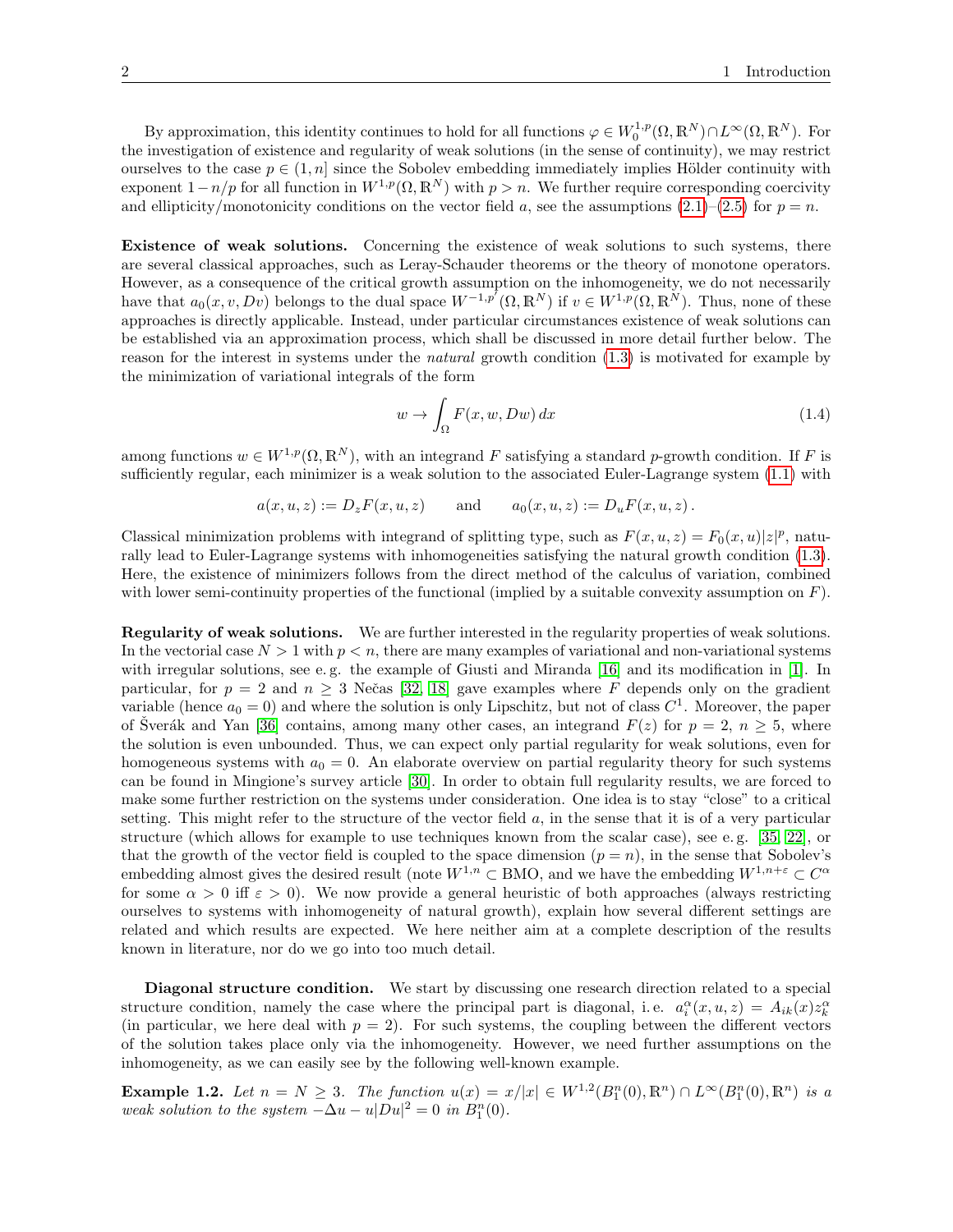By approximation, this identity continues to hold for all functions $\varphi \in W_0^{1,p}(\Omega,\mathbb{R}^N)\cap L^\infty(\Omega,\mathbb{R}^N)$. For the investigation of existence and regularity of weak solutions (in the sense of continuity), we may restrict ourselves to the case $p \in (1,n]$ since the Sobolev embedding immediately implies Hölder continuity with exponent $1-n/p$ for all function in $W^{1,p}(\Omega,\mathbb{R}^N)$ with $p>n$. We further require corresponding coercivity and ellipticity/monotonicity conditions on the vector field $a$, see the assumptions (2.1)–(2.5) for $p=n$.

**Existence of weak solutions.** Concerning the existence of weak solutions to such systems, there are several classical approaches, such as Leray-Schauder theorems or the theory of monotone operators. However, as a consequence of the critical growth assumption on the inhomogeneity, we do not necessarily have that $a_0(x,v,Dv)$ belongs to the dual space $W^{-1,p'}(\Omega,\mathbb{R}^N)$ if $v\in W^{1,p}(\Omega,\mathbb{R}^N)$. Thus, none of these approaches is directly applicable. Instead, under particular circumstances existence of weak solutions can be established via an approximation process, which shall be discussed in more detail further below. The reason for the interest in systems under the *natural* growth condition (1.3) is motivated for example by the minimization of variational integrals of the form

$$w \to \int_\Omega F(x,w,Dw)\,dx \tag{1.4}$$

among functions $w\in W^{1,p}(\Omega,\mathbb{R}^N)$, with an integrand $F$ satisfying a standard $p$-growth condition. If $F$ is sufficiently regular, each minimizer is a weak solution to the associated Euler-Lagrange system (1.1) with

$$a(x,u,z) := D_zF(x,u,z) \qquad \text{and} \qquad a_0(x,u,z) := D_uF(x,u,z)\,.$$

Classical minimization problems with integrand of splitting type, such as $F(x,u,z)=F_0(x,u)|z|^p$, naturally lead to Euler-Lagrange systems with inhomogeneities satisfying the natural growth condition (1.3). Here, the existence of minimizers follows from the direct method of the calculus of variation, combined with lower semi-continuity properties of the functional (implied by a suitable convexity assumption on $F$).

**Regularity of weak solutions.** We are further interested in the regularity properties of weak solutions. In the vectorial case $N>1$ with $p<n$, there are many examples of variational and non-variational systems with irregular solutions, see e. g. the example of Giusti and Miranda [16] and its modification in [1]. In particular, for $p=2$ and $n\geq 3$ Nečas [32, 18] gave examples where $F$ depends only on the gradient variable (hence $a_0=0$) and where the solution is only Lipschitz, but not of class $C^1$. Moreover, the paper of Šverák and Yan [36] contains, among many other cases, an integrand $F(z)$ for $p=2$, $n\geq 5$, where the solution is even unbounded. Thus, we can expect only partial regularity for weak solutions, even for homogeneous systems with $a_0=0$. An elaborate overview on partial regularity theory for such systems can be found in Mingione's survey article [30]. In order to obtain full regularity results, we are forced to make some further restriction on the systems under consideration. One idea is to stay "close" to a critical setting. This might refer to the structure of the vector field $a$, in the sense that it is of a very particular structure (which allows for example to use techniques known from the scalar case), see e. g. [35, 22], or that the growth of the vector field is coupled to the space dimension ($p=n$), in the sense that Sobolev's embedding almost gives the desired result (note $W^{1,n}\subset \mathrm{BMO}$, and we have the embedding $W^{1,n+\varepsilon}\subset C^\alpha$ for some $\alpha>0$ iff $\varepsilon>0$). We now provide a general heuristic of both approaches (always restricting ourselves to systems with inhomogeneity of natural growth), explain how several different settings are related and which results are expected. We here neither aim at a complete description of the results known in literature, nor do we go into too much detail.

**Diagonal structure condition.** We start by discussing one research direction related to a special structure condition, namely the case where the principal part is diagonal, i. e. $a_i^\alpha(x,u,z)=A_{ik}(x)z_k^\alpha$ (in particular, we here deal with $p=2$). For such systems, the coupling between the different vectors of the solution takes place only via the inhomogeneity. However, we need further assumptions on the inhomogeneity, as we can easily see by the following well-known example.

**Example 1.2.** *Let $n=N\geq 3$. The function $u(x)=x/|x|\in W^{1,2}(B_1^n(0),\mathbb{R}^n)\cap L^\infty(B_1^n(0),\mathbb{R}^n)$ is a weak solution to the system $-\Delta u - u|Du|^2=0$ in $B_1^n(0)$.*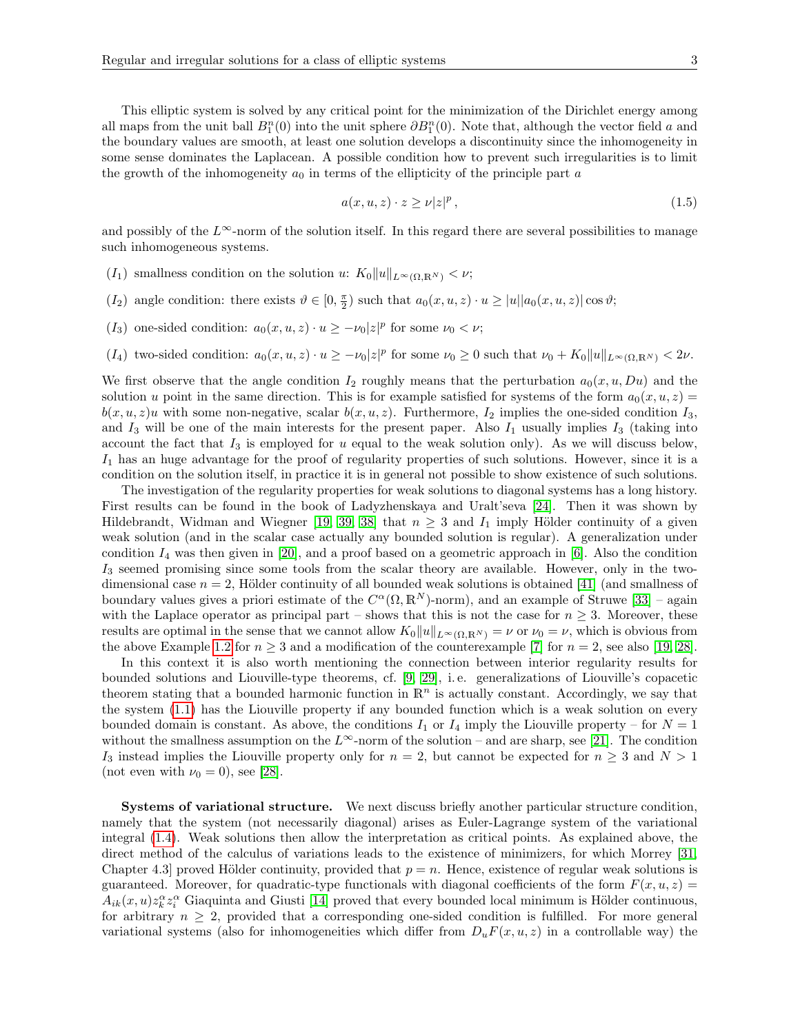This elliptic system is solved by any critical point for the minimization of the Dirichlet energy among all maps from the unit ball $B_1^n(0)$ into the unit sphere $\partial B_1^n(0)$. Note that, although the vector field $a$ and the boundary values are smooth, at least one solution develops a discontinuity since the inhomogeneity in some sense dominates the Laplacean. A possible condition how to prevent such irregularities is to limit the growth of the inhomogeneity $a_0$ in terms of the ellipticity of the principle part $a$

$$a(x,u,z) \cdot z \geq \nu |z|^p \,, \tag{1.5}$$

and possibly of the $L^\infty$-norm of the solution itself. In this regard there are several possibilities to manage such inhomogeneous systems.

- $(I_1)$ smallness condition on the solution $u$: $K_0 \|u\|_{L^\infty(\Omega,\mathbb{R}^N)} < \nu$;
- $(I_2)$ angle condition: there exists $\vartheta \in [0, \frac{\pi}{2})$ such that $a_0(x,u,z) \cdot u \geq |u||a_0(x,u,z)| \cos\vartheta$;
- $(I_3)$ one-sided condition: $a_0(x,u,z) \cdot u \geq -\nu_0 |z|^p$ for some $\nu_0 < \nu$;
- $(I_4)$ two-sided condition: $a_0(x,u,z) \cdot u \geq -\nu_0 |z|^p$ for some $\nu_0 \geq 0$ such that $\nu_0 + K_0 \|u\|_{L^\infty(\Omega,\mathbb{R}^N)} < 2\nu$.

We first observe that the angle condition $I_2$ roughly means that the perturbation $a_0(x,u,Du)$ and the solution $u$ point in the same direction. This is for example satisfied for systems of the form $a_0(x,u,z) = b(x,u,z)u$ with some non-negative, scalar $b(x,u,z)$. Furthermore, $I_2$ implies the one-sided condition $I_3$, and $I_3$ will be one of the main interests for the present paper. Also $I_1$ usually implies $I_3$ (taking into account the fact that $I_3$ is employed for $u$ equal to the weak solution only). As we will discuss below, $I_1$ has an huge advantage for the proof of regularity properties of such solutions. However, since it is a condition on the solution itself, in practice it is in general not possible to show existence of such solutions.

The investigation of the regularity properties for weak solutions to diagonal systems has a long history. First results can be found in the book of Ladyzhenskaya and Uralt'seva [24]. Then it was shown by Hildebrandt, Widman and Wiegner [19, 39, 38] that $n \geq 3$ and $I_1$ imply Hölder continuity of a given weak solution (and in the scalar case actually any bounded solution is regular). A generalization under condition $I_4$ was then given in [20], and a proof based on a geometric approach in [6]. Also the condition $I_3$ seemed promising since some tools from the scalar theory are available. However, only in the two-dimensional case $n = 2$, Hölder continuity of all bounded weak solutions is obtained [41] (and smallness of boundary values gives a priori estimate of the $C^\alpha(\Omega,\mathbb{R}^N)$-norm), and an example of Struwe [33] – again with the Laplace operator as principal part – shows that this is not the case for $n \geq 3$. Moreover, these results are optimal in the sense that we cannot allow $K_0 \|u\|_{L^\infty(\Omega,\mathbb{R}^N)} = \nu$ or $\nu_0 = \nu$, which is obvious from the above Example 1.2 for $n \geq 3$ and a modification of the counterexample [7] for $n = 2$, see also [19, 28].

In this context it is also worth mentioning the connection between interior regularity results for bounded solutions and Liouville-type theorems, cf. [9, 29], i.e. generalizations of Liouville's copacetic theorem stating that a bounded harmonic function in $\mathbb{R}^n$ is actually constant. Accordingly, we say that the system (1.1) has the Liouville property if any bounded function which is a weak solution on every bounded domain is constant. As above, the conditions $I_1$ or $I_4$ imply the Liouville property – for $N = 1$ without the smallness assumption on the $L^\infty$-norm of the solution – and are sharp, see [21]. The condition $I_3$ instead implies the Liouville property only for $n = 2$, but cannot be expected for $n \geq 3$ and $N > 1$ (not even with $\nu_0 = 0$), see [28].

**Systems of variational structure.** We next discuss briefly another particular structure condition, namely that the system (not necessarily diagonal) arises as Euler-Lagrange system of the variational integral (1.4). Weak solutions then allow the interpretation as critical points. As explained above, the direct method of the calculus of variations leads to the existence of minimizers, for which Morrey [31, Chapter 4.3] proved Hölder continuity, provided that $p = n$. Hence, existence of regular weak solutions is guaranteed. Moreover, for quadratic-type functionals with diagonal coefficients of the form $F(x,u,z) = A_{ik}(x,u) z_k^\alpha z_i^\alpha$ Giaquinta and Giusti [14] proved that every bounded local minimum is Hölder continuous, for arbitrary $n \geq 2$, provided that a corresponding one-sided condition is fulfilled. For more general variational systems (also for inhomogeneities which differ from $D_u F(x,u,z)$ in a controllable way) the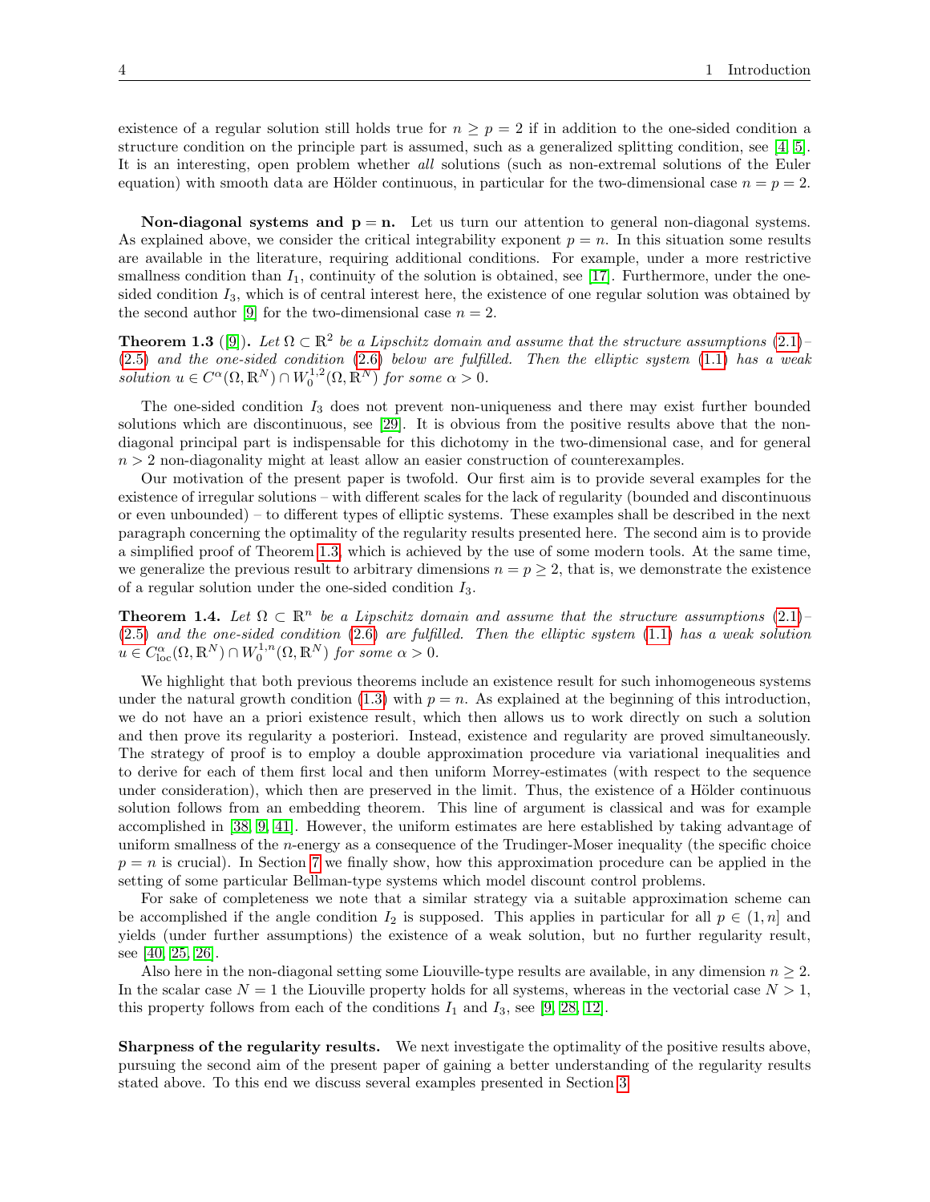existence of a regular solution still holds true for $n \geq p = 2$ if in addition to the one-sided condition a structure condition on the principle part is assumed, such as a generalized splitting condition, see [4, 5]. It is an interesting, open problem whether *all* solutions (such as non-extremal solutions of the Euler equation) with smooth data are Hölder continuous, in particular for the two-dimensional case $n = p = 2$.

**Non-diagonal systems and $\mathbf{p = n}$.** Let us turn our attention to general non-diagonal systems. As explained above, we consider the critical integrability exponent $p = n$. In this situation some results are available in the literature, requiring additional conditions. For example, under a more restrictive smallness condition than $I_1$, continuity of the solution is obtained, see [17]. Furthermore, under the one-sided condition $I_3$, which is of central interest here, the existence of one regular solution was obtained by the second author [9] for the two-dimensional case $n = 2$.

**Theorem 1.3** ([9])**.** *Let $\Omega \subset \mathbb{R}^2$ be a Lipschitz domain and assume that the structure assumptions (2.1)–(2.5) and the one-sided condition (2.6) below are fulfilled. Then the elliptic system (1.1) has a weak solution $u \in C^\alpha(\Omega, \mathbb{R}^N) \cap W_0^{1,2}(\Omega, \mathbb{R}^N)$ for some $\alpha > 0$.*

The one-sided condition $I_3$ does not prevent non-uniqueness and there may exist further bounded solutions which are discontinuous, see [29]. It is obvious from the positive results above that the non-diagonal principal part is indispensable for this dichotomy in the two-dimensional case, and for general $n > 2$ non-diagonality might at least allow an easier construction of counterexamples.

Our motivation of the present paper is twofold. Our first aim is to provide several examples for the existence of irregular solutions – with different scales for the lack of regularity (bounded and discontinuous or even unbounded) – to different types of elliptic systems. These examples shall be described in the next paragraph concerning the optimality of the regularity results presented here. The second aim is to provide a simplified proof of Theorem 1.3, which is achieved by the use of some modern tools. At the same time, we generalize the previous result to arbitrary dimensions $n = p \geq 2$, that is, we demonstrate the existence of a regular solution under the one-sided condition $I_3$.

**Theorem 1.4.** *Let $\Omega \subset \mathbb{R}^n$ be a Lipschitz domain and assume that the structure assumptions (2.1)–(2.5) and the one-sided condition (2.6) are fulfilled. Then the elliptic system (1.1) has a weak solution $u \in C^\alpha_{\mathrm{loc}}(\Omega, \mathbb{R}^N) \cap W_0^{1,n}(\Omega, \mathbb{R}^N)$ for some $\alpha > 0$.*

We highlight that both previous theorems include an existence result for such inhomogeneous systems under the natural growth condition (1.3) with $p = n$. As explained at the beginning of this introduction, we do not have an a priori existence result, which then allows us to work directly on such a solution and then prove its regularity a posteriori. Instead, existence and regularity are proved simultaneously. The strategy of proof is to employ a double approximation procedure via variational inequalities and to derive for each of them first local and then uniform Morrey-estimates (with respect to the sequence under consideration), which then are preserved in the limit. Thus, the existence of a Hölder continuous solution follows from an embedding theorem. This line of argument is classical and was for example accomplished in [38, 9, 41]. However, the uniform estimates are here established by taking advantage of uniform smallness of the $n$-energy as a consequence of the Trudinger-Moser inequality (the specific choice $p = n$ is crucial). In Section 7 we finally show, how this approximation procedure can be applied in the setting of some particular Bellman-type systems which model discount control problems.

For sake of completeness we note that a similar strategy via a suitable approximation scheme can be accomplished if the angle condition $I_2$ is supposed. This applies in particular for all $p \in (1, n]$ and yields (under further assumptions) the existence of a weak solution, but no further regularity result, see [40, 25, 26].

Also here in the non-diagonal setting some Liouville-type results are available, in any dimension $n \geq 2$. In the scalar case $N = 1$ the Liouville property holds for all systems, whereas in the vectorial case $N > 1$, this property follows from each of the conditions $I_1$ and $I_3$, see [9, 28, 12].

**Sharpness of the regularity results.** We next investigate the optimality of the positive results above, pursuing the second aim of the present paper of gaining a better understanding of the regularity results stated above. To this end we discuss several examples presented in Section 3.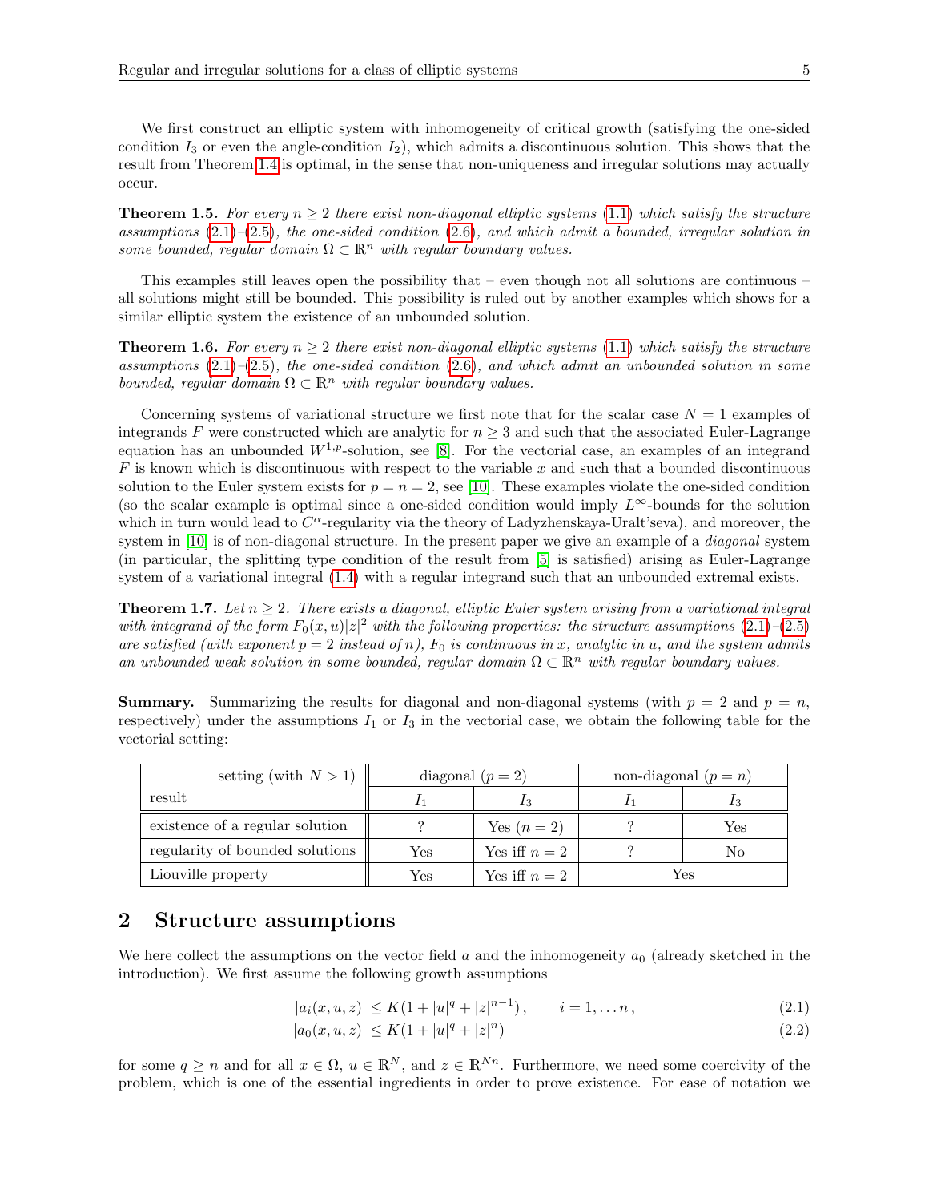We first construct an elliptic system with inhomogeneity of critical growth (satisfying the one-sided condition $I_3$ or even the angle-condition $I_2$), which admits a discontinuous solution. This shows that the result from Theorem 1.4 is optimal, in the sense that non-uniqueness and irregular solutions may actually occur.

**Theorem 1.5.** *For every $n \geq 2$ there exist non-diagonal elliptic systems (1.1) which satisfy the structure assumptions (2.1)–(2.5), the one-sided condition (2.6), and which admit a bounded, irregular solution in some bounded, regular domain $\Omega \subset \mathbb{R}^n$ with regular boundary values.*

This examples still leaves open the possibility that – even though not all solutions are continuous – all solutions might still be bounded. This possibility is ruled out by another examples which shows for a similar elliptic system the existence of an unbounded solution.

**Theorem 1.6.** *For every $n \geq 2$ there exist non-diagonal elliptic systems (1.1) which satisfy the structure assumptions (2.1)–(2.5), the one-sided condition (2.6), and which admit an unbounded solution in some bounded, regular domain $\Omega \subset \mathbb{R}^n$ with regular boundary values.*

Concerning systems of variational structure we first note that for the scalar case $N = 1$ examples of integrands $F$ were constructed which are analytic for $n \geq 3$ and such that the associated Euler-Lagrange equation has an unbounded $W^{1,p}$-solution, see [8]. For the vectorial case, an examples of an integrand $F$ is known which is discontinuous with respect to the variable $x$ and such that a bounded discontinuous solution to the Euler system exists for $p = n = 2$, see [10]. These examples violate the one-sided condition (so the scalar example is optimal since a one-sided condition would imply $L^\infty$-bounds for the solution which in turn would lead to $C^\alpha$-regularity via the theory of Ladyzhenskaya-Uralt'seva), and moreover, the system in [10] is of non-diagonal structure. In the present paper we give an example of a *diagonal* system (in particular, the splitting type condition of the result from [5] is satisfied) arising as Euler-Lagrange system of a variational integral (1.4) with a regular integrand such that an unbounded extremal exists.

**Theorem 1.7.** *Let $n \geq 2$. There exists a diagonal, elliptic Euler system arising from a variational integral with integrand of the form $F_0(x,u)|z|^2$ with the following properties: the structure assumptions (2.1)–(2.5) are satisfied (with exponent $p = 2$ instead of $n$), $F_0$ is continuous in $x$, analytic in $u$, and the system admits an unbounded weak solution in some bounded, regular domain $\Omega \subset \mathbb{R}^n$ with regular boundary values.*

**Summary.** Summarizing the results for diagonal and non-diagonal systems (with $p = 2$ and $p = n$, respectively) under the assumptions $I_1$ or $I_3$ in the vectorial case, we obtain the following table for the vectorial setting:

| setting (with $N > 1$) / result | diagonal ($p = 2$) | | non-diagonal ($p = n$) | |
|---|---|---|---|---|
| | $I_1$ | $I_3$ | $I_1$ | $I_3$ |
| existence of a regular solution | ? | Yes ($n = 2$) | ? | Yes |
| regularity of bounded solutions | Yes | Yes iff $n = 2$ | ? | No |
| Liouville property | Yes | Yes iff $n = 2$ | Yes | |

## 2 Structure assumptions

We here collect the assumptions on the vector field $a$ and the inhomogeneity $a_0$ (already sketched in the introduction). We first assume the following growth assumptions

$$|a_i(x,u,z)| \leq K(1 + |u|^q + |z|^{n-1}), \qquad i = 1, \dots n, \tag{2.1}$$

$$|a_0(x,u,z)| \leq K(1 + |u|^q + |z|^n) \tag{2.2}$$

for some $q \geq n$ and for all $x \in \Omega$, $u \in \mathbb{R}^N$, and $z \in \mathbb{R}^{Nn}$. Furthermore, we need some coercivity of the problem, which is one of the essential ingredients in order to prove existence. For ease of notation we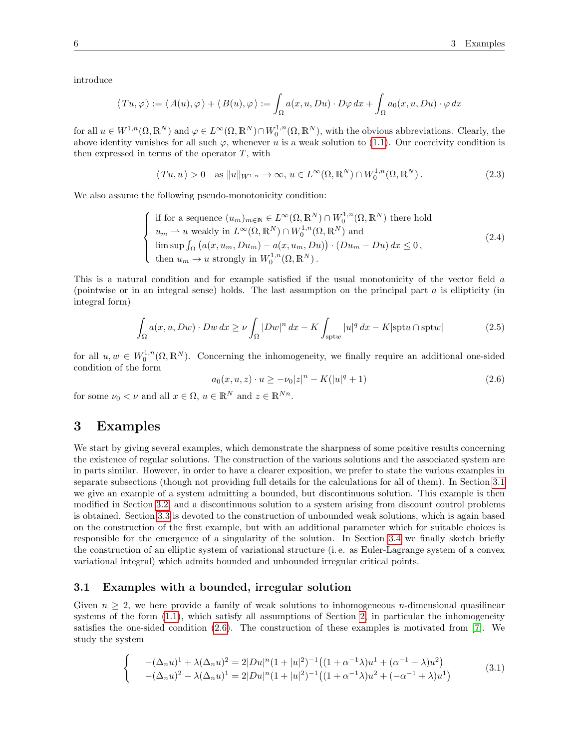introduce

$$\langle Tu, \varphi \rangle := \langle A(u), \varphi \rangle + \langle B(u), \varphi \rangle := \int_\Omega a(x, u, Du) \cdot D\varphi \, dx + \int_\Omega a_0(x, u, Du) \cdot \varphi \, dx$$

for all $u \in W^{1,n}(\Omega, \mathbb{R}^N)$ and $\varphi \in L^\infty(\Omega, \mathbb{R}^N) \cap W_0^{1,n}(\Omega, \mathbb{R}^N)$, with the obvious abbreviations. Clearly, the above identity vanishes for all such $\varphi$, whenever $u$ is a weak solution to (1.1). Our coercivity condition is then expressed in terms of the operator $T$, with

$$\langle Tu, u \rangle > 0 \quad \text{as } \|u\|_{W^{1,n}} \to \infty, \; u \in L^\infty(\Omega, \mathbb{R}^N) \cap W_0^{1,n}(\Omega, \mathbb{R}^N). \tag{2.3}$$

We also assume the following pseudo-monotonicity condition:

$$\begin{cases} \text{if for a sequence } (u_m)_{m \in \mathbb{N}} \in L^\infty(\Omega, \mathbb{R}^N) \cap W_0^{1,n}(\Omega, \mathbb{R}^N) \text{ there hold} \\ u_m \rightharpoonup u \text{ weakly in } L^\infty(\Omega, \mathbb{R}^N) \cap W_0^{1,n}(\Omega, \mathbb{R}^N) \text{ and} \\ \limsup \int_\Omega \big(a(x, u_m, Du_m) - a(x, u_m, Du)\big) \cdot (Du_m - Du) \, dx \leq 0 \,, \\ \text{then } u_m \to u \text{ strongly in } W_0^{1,n}(\Omega, \mathbb{R}^N) \,. \end{cases} \tag{2.4}$$

This is a natural condition and for example satisfied if the usual monotonicity of the vector field $a$ (pointwise or in an integral sense) holds. The last assumption on the principal part $a$ is ellipticity (in integral form)

$$\int_\Omega a(x, u, Dw) \cdot Dw \, dx \geq \nu \int_\Omega |Dw|^n \, dx - K \int_{\mathrm{spt} w} |u|^q \, dx - K |\mathrm{spt} u \cap \mathrm{spt} w| \tag{2.5}$$

for all $u, w \in W_0^{1,n}(\Omega, \mathbb{R}^N)$. Concerning the inhomogeneity, we finally require an additional one-sided condition of the form

$$a_0(x, u, z) \cdot u \geq -\nu_0 |z|^n - K(|u|^q + 1) \tag{2.6}$$

for some $\nu_0 < \nu$ and all $x \in \Omega$, $u \in \mathbb{R}^N$ and $z \in \mathbb{R}^{Nn}$.

# 3 Examples

We start by giving several examples, which demonstrate the sharpness of some positive results concerning the existence of regular solutions. The construction of the various solutions and the associated system are in parts similar. However, in order to have a clearer exposition, we prefer to state the various examples in separate subsections (though not providing full details for the calculations for all of them). In Section 3.1 we give an example of a system admitting a bounded, but discontinuous solution. This example is then modified in Section 3.2, and a discontinuous solution to a system arising from discount control problems is obtained. Section 3.3 is devoted to the construction of unbounded weak solutions, which is again based on the construction of the first example, but with an additional parameter which for suitable choices is responsible for the emergence of a singularity of the solution. In Section 3.4 we finally sketch briefly the construction of an elliptic system of variational structure (i. e. as Euler-Lagrange system of a convex variational integral) which admits bounded and unbounded irregular critical points.

## 3.1 Examples with a bounded, irregular solution

Given $n \geq 2$, we here provide a family of weak solutions to inhomogeneous $n$-dimensional quasilinear systems of the form (1.1), which satisfy all assumptions of Section 2, in particular the inhomogeneity satisfies the one-sided condition (2.6). The construction of these examples is motivated from [7]. We study the system

$$\begin{cases} -(\Delta_n u)^1 + \lambda (\Delta_n u)^2 = 2|Du|^n (1 + |u|^2)^{-1} \big( (1 + \alpha^{-1}\lambda) u^1 + (\alpha^{-1} - \lambda) u^2 \big) \\ -(\Delta_n u)^2 - \lambda (\Delta_n u)^1 = 2|Du|^n (1 + |u|^2)^{-1} \big( (1 + \alpha^{-1}\lambda) u^2 + (-\alpha^{-1} + \lambda) u^1 \big) \end{cases} \tag{3.1}$$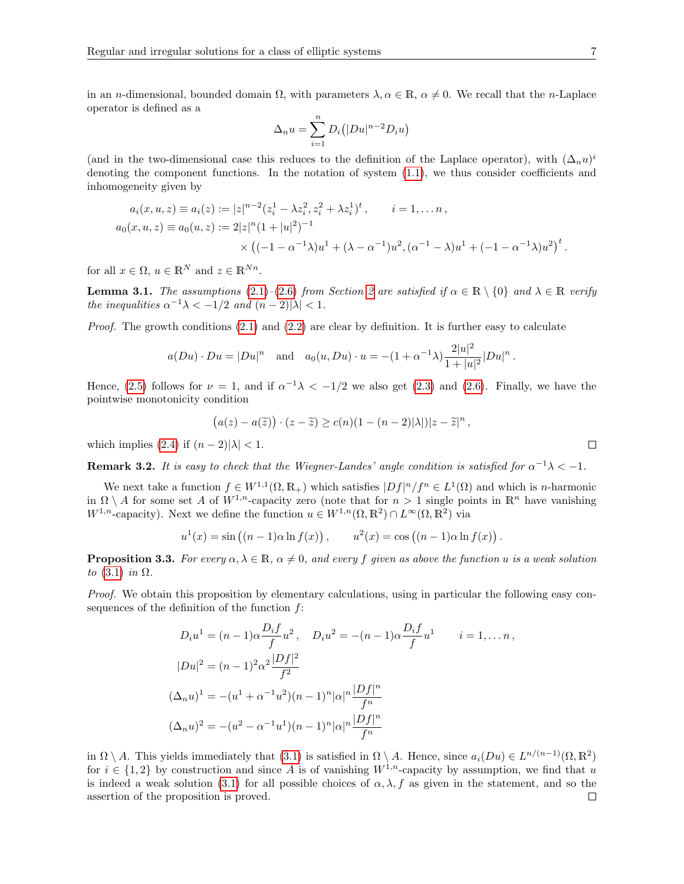in an $n$-dimensional, bounded domain $\Omega$, with parameters $\lambda, \alpha \in \mathbb{R}$, $\alpha \neq 0$. We recall that the $n$-Laplace operator is defined as a

$$\Delta_n u = \sum_{i=1}^{n} D_i\big(|Du|^{n-2} D_i u\big)$$

(and in the two-dimensional case this reduces to the definition of the Laplace operator), with $(\Delta_n u)^i$ denoting the component functions. In the notation of system (1.1), we thus consider coefficients and inhomogeneity given by

$$\begin{aligned}
a_i(x,u,z) \equiv a_i(z) &:= |z|^{n-2}(z_i^1 - \lambda z_i^2, z_i^2 + \lambda z_i^1)^t\,, \qquad i = 1, \dots n\,, \\
a_0(x,u,z) \equiv a_0(u,z) &:= 2|z|^n(1+|u|^2)^{-1} \\
&\qquad \times \big((-1-\alpha^{-1}\lambda)u^1 + (\lambda - \alpha^{-1})u^2, (\alpha^{-1}-\lambda)u^1 + (-1-\alpha^{-1}\lambda)u^2\big)^t\,.
\end{aligned}$$

for all $x \in \Omega$, $u \in \mathbb{R}^N$ and $z \in \mathbb{R}^{Nn}$.

**Lemma 3.1.** *The assumptions (2.1)–(2.6) from Section 2 are satisfied if $\alpha \in \mathbb{R} \setminus \{0\}$ and $\lambda \in \mathbb{R}$ verify the inequalities $\alpha^{-1}\lambda < -1/2$ and $(n-2)|\lambda| < 1$.*

*Proof.* The growth conditions (2.1) and (2.2) are clear by definition. It is further easy to calculate

$$a(Du) \cdot Du = |Du|^n \quad \text{and} \quad a_0(u, Du) \cdot u = -(1+\alpha^{-1}\lambda)\frac{2|u|^2}{1+|u|^2}|Du|^n\,.$$

Hence, (2.5) follows for $\nu = 1$, and if $\alpha^{-1}\lambda < -1/2$ we also get (2.3) and (2.6). Finally, we have the pointwise monotonicity condition

$$\big(a(z) - a(\widetilde{z})\big) \cdot (z - \widetilde{z}) \geq c(n)(1-(n-2)|\lambda|)|z-\widetilde{z}|^n\,,$$

which implies (2.4) if $(n-2)|\lambda| < 1$. $\square$

**Remark 3.2.** *It is easy to check that the Wiegner-Landes' angle condition is satisfied for $\alpha^{-1}\lambda < -1$.*

We next take a function $f \in W^{1,1}(\Omega, \mathbb{R}_+)$ which satisfies $|Df|^n/f^n \in L^1(\Omega)$ and which is $n$-harmonic in $\Omega \setminus A$ for some set $A$ of $W^{1,n}$-capacity zero (note that for $n > 1$ single points in $\mathbb{R}^n$ have vanishing $W^{1,n}$-capacity). Next we define the function $u \in W^{1,n}(\Omega, \mathbb{R}^2) \cap L^\infty(\Omega, \mathbb{R}^2)$ via

$$u^1(x) = \sin\big((n-1)\alpha \ln f(x)\big)\,, \qquad u^2(x) = \cos\big((n-1)\alpha \ln f(x)\big)\,.$$

**Proposition 3.3.** *For every $\alpha, \lambda \in \mathbb{R}$, $\alpha \neq 0$, and every $f$ given as above the function $u$ is a weak solution to (3.1) in $\Omega$.*

*Proof.* We obtain this proposition by elementary calculations, using in particular the following easy consequences of the definition of the function $f$:

$$\begin{aligned}
D_i u^1 &= (n-1)\alpha \frac{D_i f}{f} u^2\,, \quad D_i u^2 = -(n-1)\alpha\frac{D_i f}{f} u^1 \qquad i = 1, \dots n\,, \\
|Du|^2 &= (n-1)^2\alpha^2 \frac{|Df|^2}{f^2} \\
(\Delta_n u)^1 &= -(u^1 + \alpha^{-1}u^2)(n-1)^n|\alpha|^n \frac{|Df|^n}{f^n} \\
(\Delta_n u)^2 &= -(u^2 - \alpha^{-1}u^1)(n-1)^n|\alpha|^n \frac{|Df|^n}{f^n}
\end{aligned}$$

in $\Omega \setminus A$. This yields immediately that (3.1) is satisfied in $\Omega \setminus A$. Hence, since $a_i(Du) \in L^{n/(n-1)}(\Omega, \mathbb{R}^2)$ for $i \in \{1, 2\}$ by construction and since $A$ is of vanishing $W^{1,n}$-capacity by assumption, we find that $u$ is indeed a weak solution (3.1) for all possible choices of $\alpha, \lambda, f$ as given in the statement, and so the assertion of the proposition is proved. $\square$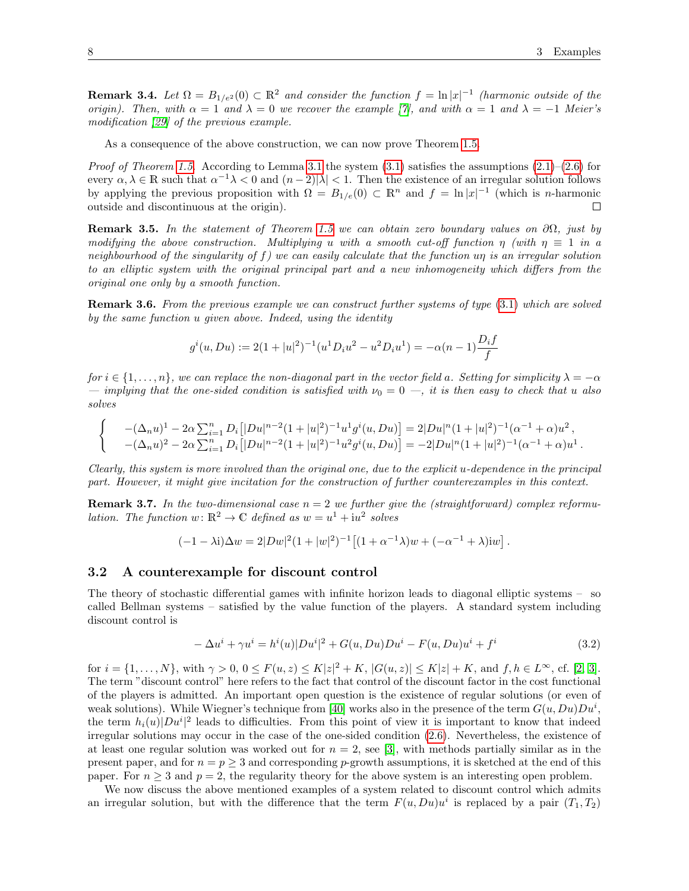**Remark 3.4.** *Let $\Omega = B_{1/e^2}(0) \subset \mathbb{R}^2$ and consider the function $f = \ln|x|^{-1}$ (harmonic outside of the origin). Then, with $\alpha = 1$ and $\lambda = 0$ we recover the example [7], and with $\alpha = 1$ and $\lambda = -1$ Meier's modification [29] of the previous example.*

As a consequence of the above construction, we can now prove Theorem 1.5.

*Proof of Theorem 1.5.* According to Lemma 3.1 the system (3.1) satisfies the assumptions (2.1)–(2.6) for every $\alpha, \lambda \in \mathbb{R}$ such that $\alpha^{-1}\lambda < 0$ and $(n-2)|\lambda| < 1$. Then the existence of an irregular solution follows by applying the previous proposition with $\Omega = B_{1/e}(0) \subset \mathbb{R}^n$ and $f = \ln|x|^{-1}$ (which is $n$-harmonic outside and discontinuous at the origin). □

**Remark 3.5.** *In the statement of Theorem 1.5 we can obtain zero boundary values on $\partial\Omega$, just by modifying the above construction. Multiplying $u$ with a smooth cut-off function $\eta$ (with $\eta \equiv 1$ in a neighbourhood of the singularity of $f$) we can easily calculate that the function $u\eta$ is an irregular solution to an elliptic system with the original principal part and a new inhomogeneity which differs from the original one only by a smooth function.*

**Remark 3.6.** *From the previous example we can construct further systems of type (3.1) which are solved by the same function $u$ given above. Indeed, using the identity*

$$g^i(u, Du) := 2(1+|u|^2)^{-1}(u^1 D_i u^2 - u^2 D_i u^1) = -\alpha(n-1)\frac{D_i f}{f}$$

*for $i \in \{1, \dots, n\}$, we can replace the non-diagonal part in the vector field $a$. Setting for simplicity $\lambda = -\alpha$ — implying that the one-sided condition is satisfied with $\nu_0 = 0$ —, it is then easy to check that $u$ also solves*

$$\begin{cases} -(\Delta_n u)^1 - 2\alpha \sum_{i=1}^n D_i\big[|Du|^{n-2}(1+|u|^2)^{-1}u^1 g^i(u,Du)\big] = 2|Du|^n(1+|u|^2)^{-1}(\alpha^{-1}+\alpha)u^2\,, \\ -(\Delta_n u)^2 - 2\alpha \sum_{i=1}^n D_i\big[|Du|^{n-2}(1+|u|^2)^{-1}u^2 g^i(u,Du)\big] = -2|Du|^n(1+|u|^2)^{-1}(\alpha^{-1}+\alpha)u^1\,. \end{cases}$$

*Clearly, this system is more involved than the original one, due to the explicit $u$-dependence in the principal part. However, it might give incitation for the construction of further counterexamples in this context.*

**Remark 3.7.** *In the two-dimensional case $n = 2$ we further give the (straightforward) complex reformulation. The function $w\colon \mathbb{R}^2 \to \mathbb{C}$ defined as $w = u^1 + \mathrm{i}u^2$ solves*

$$(-1-\lambda\mathrm{i})\Delta w = 2|Dw|^2(1+|w|^2)^{-1}\big[(1+\alpha^{-1}\lambda)w + (-\alpha^{-1}+\lambda)\mathrm{i}w\big]\,.$$

## 3.2 A counterexample for discount control

The theory of stochastic differential games with infinite horizon leads to diagonal elliptic systems – so called Bellman systems – satisfied by the value function of the players. A standard system including discount control is

$$-\Delta u^i + \gamma u^i = h^i(u)|Du^i|^2 + G(u,Du)Du^i - F(u,Du)u^i + f^i \tag{3.2}$$

for $i = \{1, \dots, N\}$, with $\gamma > 0$, $0 \le F(u,z) \le K|z|^2 + K$, $|G(u,z)| \le K|z| + K$, and $f, h \in L^\infty$, cf. [2, 3]. The term "discount control" here refers to the fact that control of the discount factor in the cost functional of the players is admitted. An important open question is the existence of regular solutions (or even of weak solutions). While Wiegner's technique from [40] works also in the presence of the term $G(u,Du)Du^i$, the term $h_i(u)|Du^i|^2$ leads to difficulties. From this point of view it is important to know that indeed irregular solutions may occur in the case of the one-sided condition (2.6). Nevertheless, the existence of at least one regular solution was worked out for $n = 2$, see [3], with methods partially similar as in the present paper, and for $n = p \ge 3$ and corresponding $p$-growth assumptions, it is sketched at the end of this paper. For $n \ge 3$ and $p = 2$, the regularity theory for the above system is an interesting open problem.

We now discuss the above mentioned examples of a system related to discount control which admits an irregular solution, but with the difference that the term $F(u,Du)u^i$ is replaced by a pair $(T_1, T_2)$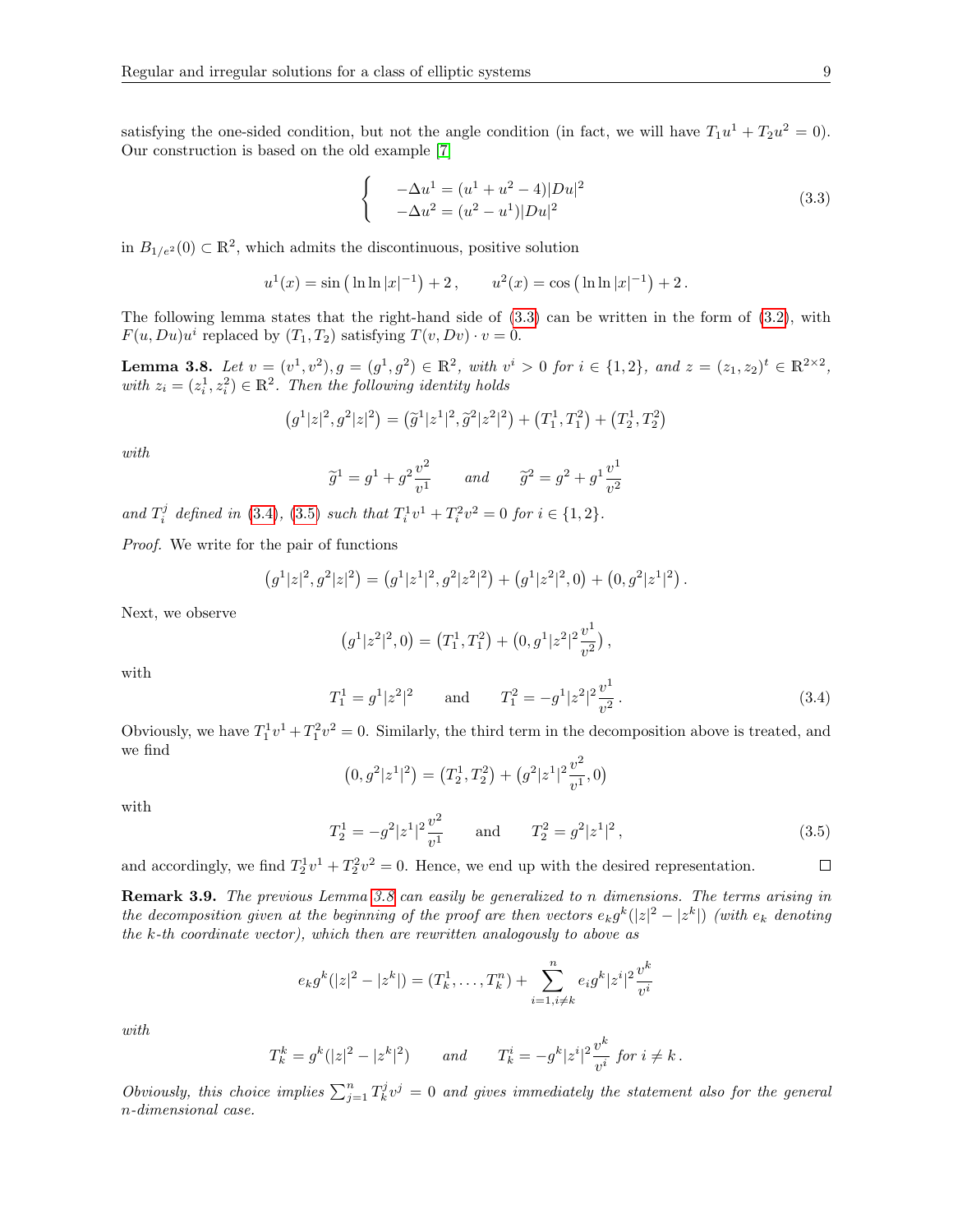satisfying the one-sided condition, but not the angle condition (in fact, we will have $T_1 u^1 + T_2 u^2 = 0$). Our construction is based on the old example [7]

$$
\left\{
\begin{array}{l}
-\Delta u^1 = (u^1 + u^2 - 4)|Du|^2 \\
-\Delta u^2 = (u^2 - u^1)|Du|^2
\end{array}
\right.
\tag{3.3}
$$

in $B_{1/e^2}(0) \subset \mathbb{R}^2$, which admits the discontinuous, positive solution

$$
u^1(x) = \sin\big(\ln\ln|x|^{-1}\big) + 2\,, \qquad u^2(x) = \cos\big(\ln\ln|x|^{-1}\big) + 2\,.
$$

The following lemma states that the right-hand side of (3.3) can be written in the form of (3.2), with $F(u, Du)u^i$ replaced by $(T_1, T_2)$ satisfying $T(v, Dv) \cdot v = 0$.

**Lemma 3.8.** *Let $v = (v^1, v^2), g = (g^1, g^2) \in \mathbb{R}^2$, with $v^i > 0$ for $i \in \{1, 2\}$, and $z = (z_1, z_2)^t \in \mathbb{R}^{2\times 2}$, with $z_i = (z_i^1, z_i^2) \in \mathbb{R}^2$. Then the following identity holds*

$$
\big(g^1|z|^2, g^2|z|^2\big) = \big(\widetilde{g}^1|z^1|^2, \widetilde{g}^2|z^2|^2\big) + \big(T_1^1, T_1^2\big) + \big(T_2^1, T_2^2\big)
$$

*with*

$$
\widetilde{g}^1 = g^1 + g^2\frac{v^2}{v^1} \qquad \text{and} \qquad \widetilde{g}^2 = g^2 + g^1\frac{v^1}{v^2}
$$

*and $T_i^j$ defined in (3.4), (3.5) such that $T_i^1 v^1 + T_i^2 v^2 = 0$ for $i \in \{1, 2\}$.*

*Proof.* We write for the pair of functions

$$
\big(g^1|z|^2, g^2|z|^2\big) = \big(g^1|z^1|^2, g^2|z^2|^2\big) + \big(g^1|z^2|^2, 0\big) + \big(0, g^2|z^1|^2\big)\,.
$$

Next, we observe

$$
\big(g^1|z^2|^2, 0\big) = \big(T_1^1, T_1^2\big) + \big(0, g^1|z^2|^2\frac{v^1}{v^2}\big)\,,
$$

with

$$
T_1^1 = g^1|z^2|^2 \qquad \text{and} \qquad T_1^2 = -g^1|z^2|^2\frac{v^1}{v^2}\,.
\tag{3.4}
$$

Obviously, we have $T_1^1 v^1 + T_1^2 v^2 = 0$. Similarly, the third term in the decomposition above is treated, and we find

$$
\big(0, g^2|z^1|^2\big) = \big(T_2^1, T_2^2\big) + \big(g^2|z^1|^2\frac{v^2}{v^1}, 0\big)
$$

with

$$
T_2^1 = -g^2|z^1|^2\frac{v^2}{v^1} \qquad \text{and} \qquad T_2^2 = g^2|z^1|^2\,,
\tag{3.5}
$$

and accordingly, we find $T_2^1 v^1 + T_2^2 v^2 = 0$. Hence, we end up with the desired representation. $\square$

**Remark 3.9.** *The previous Lemma 3.8 can easily be generalized to $n$ dimensions. The terms arising in the decomposition given at the beginning of the proof are then vectors $e_k g^k(|z|^2 - |z^k|)$ (with $e_k$ denoting the $k$-th coordinate vector), which then are rewritten analogously to above as*

$$
e_k g^k(|z|^2 - |z^k|) = (T_k^1, \ldots, T_k^n) + \sum_{i=1, i\neq k}^{n} e_i g^k |z^i|^2 \frac{v^k}{v^i}
$$

*with*

$$
T_k^k = g^k(|z|^2 - |z^k|^2) \qquad \text{and} \qquad T_k^i = -g^k|z^i|^2\frac{v^k}{v^i} \text{ for } i \neq k\,.
$$

*Obviously, this choice implies $\sum_{j=1}^n T_k^j v^j = 0$ and gives immediately the statement also for the general $n$-dimensional case.*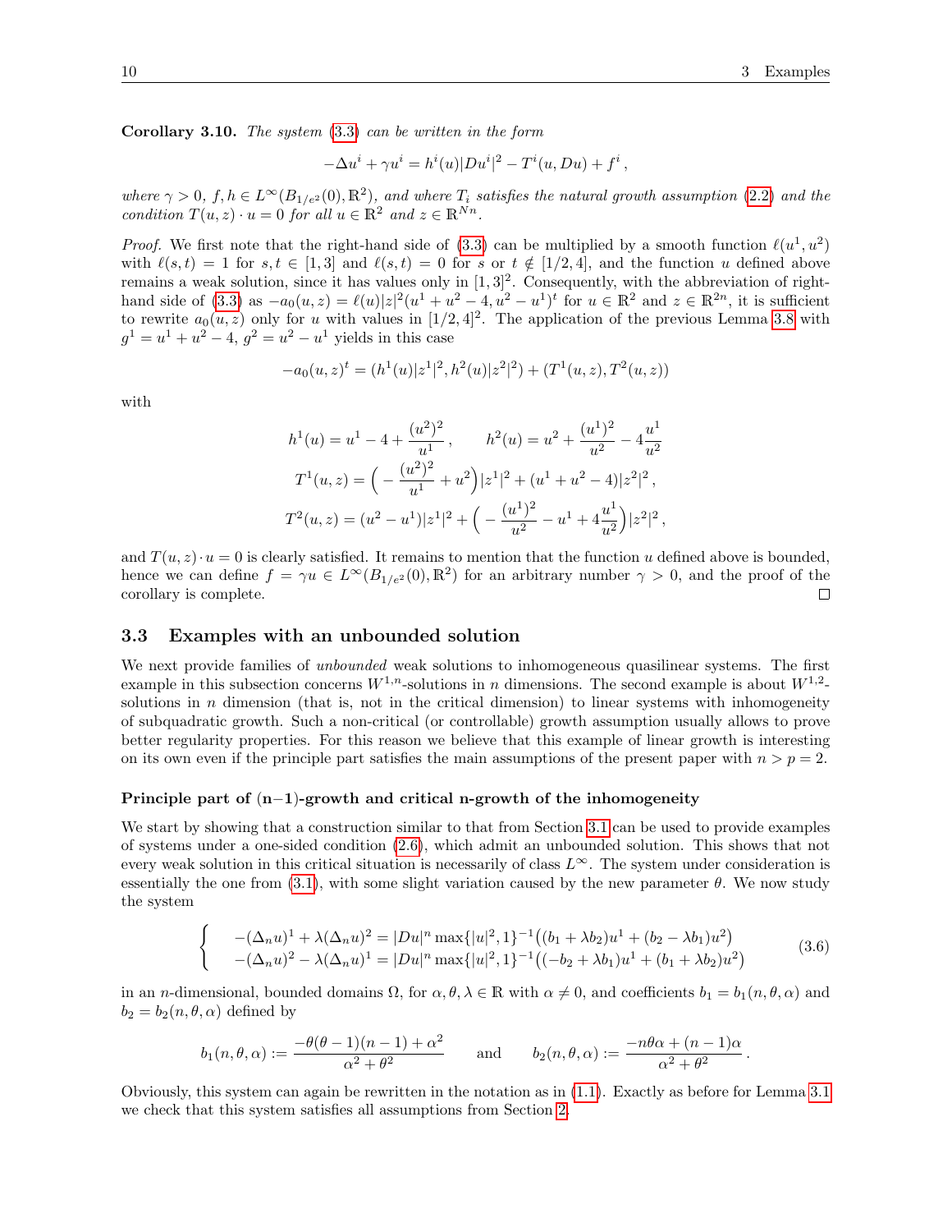**Corollary 3.10.** *The system (3.3) can be written in the form*

$$-\Delta u^i + \gamma u^i = h^i(u)|Du^i|^2 - T^i(u, Du) + f^i\,,$$

*where $\gamma > 0$, $f, h \in L^\infty(B_{1/e^2}(0), \mathbb{R}^2)$, and where $T_i$ satisfies the natural growth assumption (2.2) and the condition $T(u,z) \cdot u = 0$ for all $u \in \mathbb{R}^2$ and $z \in \mathbb{R}^{Nn}$.*

*Proof.* We first note that the right-hand side of (3.3) can be multiplied by a smooth function $\ell(u^1, u^2)$ with $\ell(s,t) = 1$ for $s, t \in [1,3]$ and $\ell(s,t) = 0$ for $s$ or $t \notin [1/2, 4]$, and the function $u$ defined above remains a weak solution, since it has values only in $[1,3]^2$. Consequently, with the abbreviation of right-hand side of (3.3) as $-a_0(u,z) = \ell(u)|z|^2(u^1 + u^2 - 4, u^2 - u^1)^t$ for $u \in \mathbb{R}^2$ and $z \in \mathbb{R}^{2n}$, it is sufficient to rewrite $a_0(u,z)$ only for $u$ with values in $[1/2, 4]^2$. The application of the previous Lemma 3.8 with $g^1 = u^1 + u^2 - 4$, $g^2 = u^2 - u^1$ yields in this case

$$-a_0(u,z)^t = (h^1(u)|z^1|^2, h^2(u)|z^2|^2) + (T^1(u,z), T^2(u,z))$$

with

$$h^1(u) = u^1 - 4 + \frac{(u^2)^2}{u^1}\,, \qquad h^2(u) = u^2 + \frac{(u^1)^2}{u^2} - 4\frac{u^1}{u^2}$$

$$T^1(u,z) = \Big( - \frac{(u^2)^2}{u^1} + u^2 \Big)|z^1|^2 + (u^1 + u^2 - 4)|z^2|^2\,,$$

$$T^2(u,z) = (u^2 - u^1)|z^1|^2 + \Big( - \frac{(u^1)^2}{u^2} - u^1 + 4\frac{u^1}{u^2} \Big)|z^2|^2\,,$$

and $T(u,z) \cdot u = 0$ is clearly satisfied. It remains to mention that the function $u$ defined above is bounded, hence we can define $f = \gamma u \in L^\infty(B_{1/e^2}(0), \mathbb{R}^2)$ for an arbitrary number $\gamma > 0$, and the proof of the corollary is complete. □

## 3.3 Examples with an unbounded solution

We next provide families of *unbounded* weak solutions to inhomogeneous quasilinear systems. The first example in this subsection concerns $W^{1,n}$-solutions in $n$ dimensions. The second example is about $W^{1,2}$-solutions in $n$ dimension (that is, not in the critical dimension) to linear systems with inhomogeneity of subquadratic growth. Such a non-critical (or controllable) growth assumption usually allows to prove better regularity properties. For this reason we believe that this example of linear growth is interesting on its own even if the principle part satisfies the main assumptions of the present paper with $n > p = 2$.

#### Principle part of (n−1)-growth and critical n-growth of the inhomogeneity

We start by showing that a construction similar to that from Section 3.1 can be used to provide examples of systems under a one-sided condition (2.6), which admit an unbounded solution. This shows that not every weak solution in this critical situation is necessarily of class $L^\infty$. The system under consideration is essentially the one from (3.1), with some slight variation caused by the new parameter $\theta$. We now study the system

$$\begin{cases} -(\Delta_n u)^1 + \lambda(\Delta_n u)^2 = |Du|^n \max\{|u|^2, 1\}^{-1}\big((b_1 + \lambda b_2)u^1 + (b_2 - \lambda b_1)u^2\big) \\ -(\Delta_n u)^2 - \lambda(\Delta_n u)^1 = |Du|^n \max\{|u|^2, 1\}^{-1}\big((-b_2 + \lambda b_1)u^1 + (b_1 + \lambda b_2)u^2\big) \end{cases} \tag{3.6}$$

in an $n$-dimensional, bounded domains $\Omega$, for $\alpha, \theta, \lambda \in \mathbb{R}$ with $\alpha \neq 0$, and coefficients $b_1 = b_1(n, \theta, \alpha)$ and $b_2 = b_2(n, \theta, \alpha)$ defined by

$$b_1(n,\theta,\alpha) := \frac{-\theta(\theta-1)(n-1) + \alpha^2}{\alpha^2 + \theta^2} \qquad \text{and} \qquad b_2(n,\theta,\alpha) := \frac{-n\theta\alpha + (n-1)\alpha}{\alpha^2 + \theta^2}\,.$$

Obviously, this system can again be rewritten in the notation as in (1.1). Exactly as before for Lemma 3.1 we check that this system satisfies all assumptions from Section 2.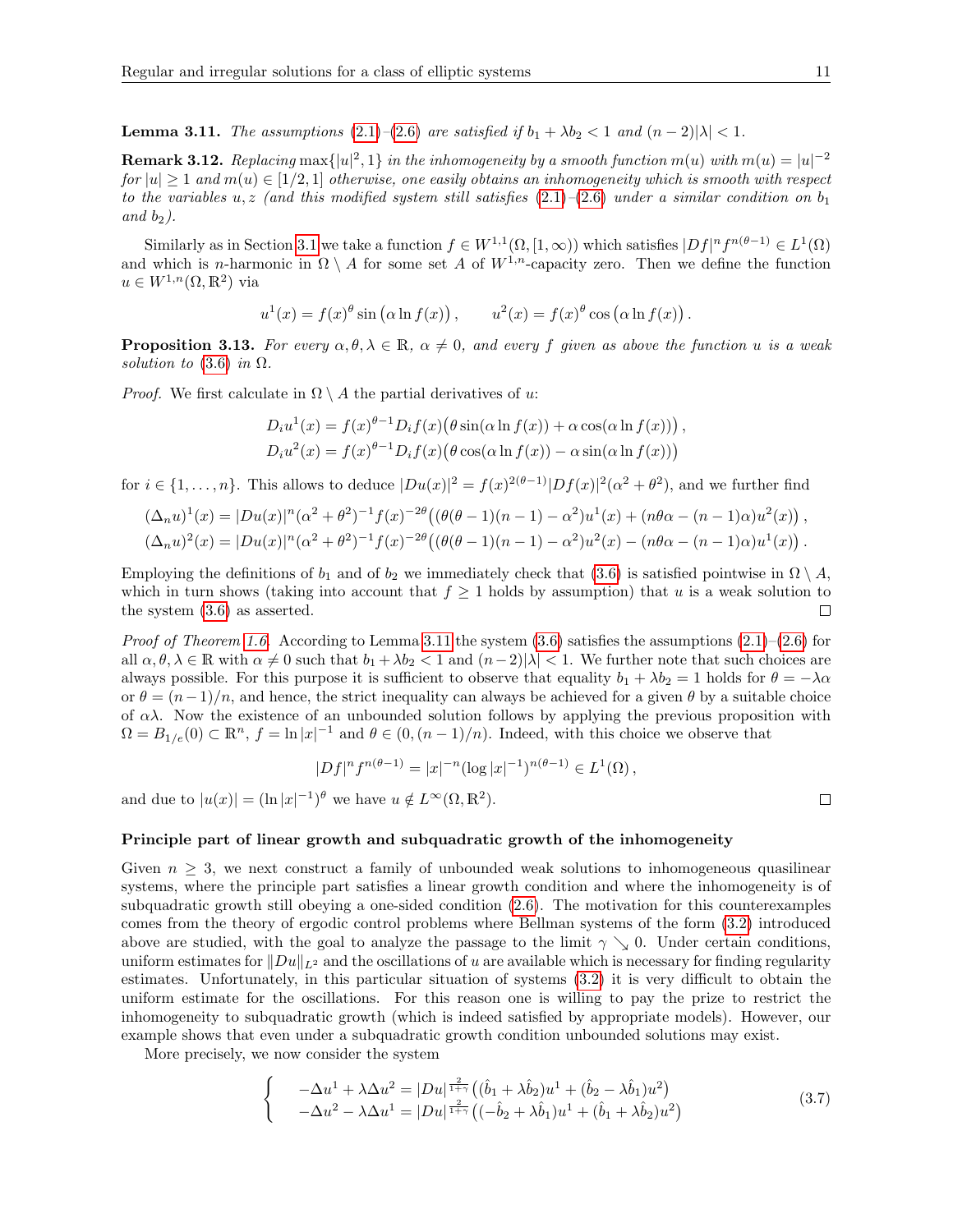**Lemma 3.11.** *The assumptions* (2.1)–(2.6) *are satisfied if* $b_1 + \lambda b_2 < 1$ *and* $(n-2)|\lambda| < 1$.

**Remark 3.12.** *Replacing* $\max\{|u|^2, 1\}$ *in the inhomogeneity by a smooth function* $m(u)$ *with* $m(u) = |u|^{-2}$ *for* $|u| \geq 1$ *and* $m(u) \in [1/2, 1]$ *otherwise, one easily obtains an inhomogeneity which is smooth with respect to the variables* $u, z$ *(and this modified system still satisfies* (2.1)–(2.6) *under a similar condition on* $b_1$ *and* $b_2$*).*

Similarly as in Section 3.1 we take a function $f \in W^{1,1}(\Omega, [1,\infty))$ which satisfies $|Df|^n f^{n(\theta-1)} \in L^1(\Omega)$ and which is $n$-harmonic in $\Omega \setminus A$ for some set $A$ of $W^{1,n}$-capacity zero. Then we define the function $u \in W^{1,n}(\Omega, \mathbb{R}^2)$ via

$$u^1(x) = f(x)^\theta \sin\big(\alpha \ln f(x)\big), \qquad u^2(x) = f(x)^\theta \cos\big(\alpha \ln f(x)\big).$$

**Proposition 3.13.** *For every* $\alpha, \theta, \lambda \in \mathbb{R}$, $\alpha \neq 0$, *and every* $f$ *given as above the function* $u$ *is a weak solution to* (3.6) *in* $\Omega$.

*Proof.* We first calculate in $\Omega \setminus A$ the partial derivatives of $u$:

$$D_i u^1(x) = f(x)^{\theta-1} D_i f(x)\big(\theta \sin(\alpha \ln f(x)) + \alpha \cos(\alpha \ln f(x))\big),$$
$$D_i u^2(x) = f(x)^{\theta-1} D_i f(x)\big(\theta \cos(\alpha \ln f(x)) - \alpha \sin(\alpha \ln f(x))\big)$$

for $i \in \{1, \ldots, n\}$. This allows to deduce $|Du(x)|^2 = f(x)^{2(\theta-1)}|Df(x)|^2(\alpha^2 + \theta^2)$, and we further find

$$(\Delta_n u)^1(x) = |Du(x)|^n(\alpha^2+\theta^2)^{-1} f(x)^{-2\theta}\big((\theta(\theta-1)(n-1) - \alpha^2)u^1(x) + (n\theta\alpha - (n-1)\alpha)u^2(x)\big),$$
$$(\Delta_n u)^2(x) = |Du(x)|^n(\alpha^2+\theta^2)^{-1} f(x)^{-2\theta}\big((\theta(\theta-1)(n-1) - \alpha^2)u^2(x) - (n\theta\alpha - (n-1)\alpha)u^1(x)\big).$$

Employing the definitions of $b_1$ and of $b_2$ we immediately check that (3.6) is satisfied pointwise in $\Omega \setminus A$, which in turn shows (taking into account that $f \geq 1$ holds by assumption) that $u$ is a weak solution to the system (3.6) as asserted. ◻

*Proof of Theorem 1.6.* According to Lemma 3.11 the system (3.6) satisfies the assumptions (2.1)–(2.6) for all $\alpha, \theta, \lambda \in \mathbb{R}$ with $\alpha \neq 0$ such that $b_1 + \lambda b_2 < 1$ and $(n-2)|\lambda| < 1$. We further note that such choices are always possible. For this purpose it is sufficient to observe that equality $b_1 + \lambda b_2 = 1$ holds for $\theta = -\lambda\alpha$ or $\theta = (n-1)/n$, and hence, the strict inequality can always be achieved for a given $\theta$ by a suitable choice of $\alpha\lambda$. Now the existence of an unbounded solution follows by applying the previous proposition with $\Omega = B_{1/e}(0) \subset \mathbb{R}^n$, $f = \ln|x|^{-1}$ and $\theta \in (0, (n-1)/n)$. Indeed, with this choice we observe that

$$|Df|^n f^{n(\theta-1)} = |x|^{-n}(\log|x|^{-1})^{n(\theta-1)} \in L^1(\Omega),$$

and due to $|u(x)| = (\ln|x|^{-1})^\theta$ we have $u \notin L^\infty(\Omega, \mathbb{R}^2)$. ◻

#### Principle part of linear growth and subquadratic growth of the inhomogeneity

Given $n \geq 3$, we next construct a family of unbounded weak solutions to inhomogeneous quasilinear systems, where the principle part satisfies a linear growth condition and where the inhomogeneity is of subquadratic growth still obeying a one-sided condition (2.6). The motivation for this counterexamples comes from the theory of ergodic control problems where Bellman systems of the form (3.2) introduced above are studied, with the goal to analyze the passage to the limit $\gamma \searrow 0$. Under certain conditions, uniform estimates for $\|Du\|_{L^2}$ and the oscillations of $u$ are available which is necessary for finding regularity estimates. Unfortunately, in this particular situation of systems (3.2) it is very difficult to obtain the uniform estimate for the oscillations. For this reason one is willing to pay the prize to restrict the inhomogeneity to subquadratic growth (which is indeed satisfied by appropriate models). However, our example shows that even under a subquadratic growth condition unbounded solutions may exist.

More precisely, we now consider the system

$$\left\{\begin{array}{l} -\Delta u^1 + \lambda \Delta u^2 = |Du|^{\frac{2}{1+\gamma}}\big((\hat{b}_1 + \lambda\hat{b}_2)u^1 + (\hat{b}_2 - \lambda\hat{b}_1)u^2\big) \\ -\Delta u^2 - \lambda \Delta u^1 = |Du|^{\frac{2}{1+\gamma}}\big((-\hat{b}_2 + \lambda\hat{b}_1)u^1 + (\hat{b}_1 + \lambda\hat{b}_2)u^2\big) \end{array}\right. \tag{3.7}$$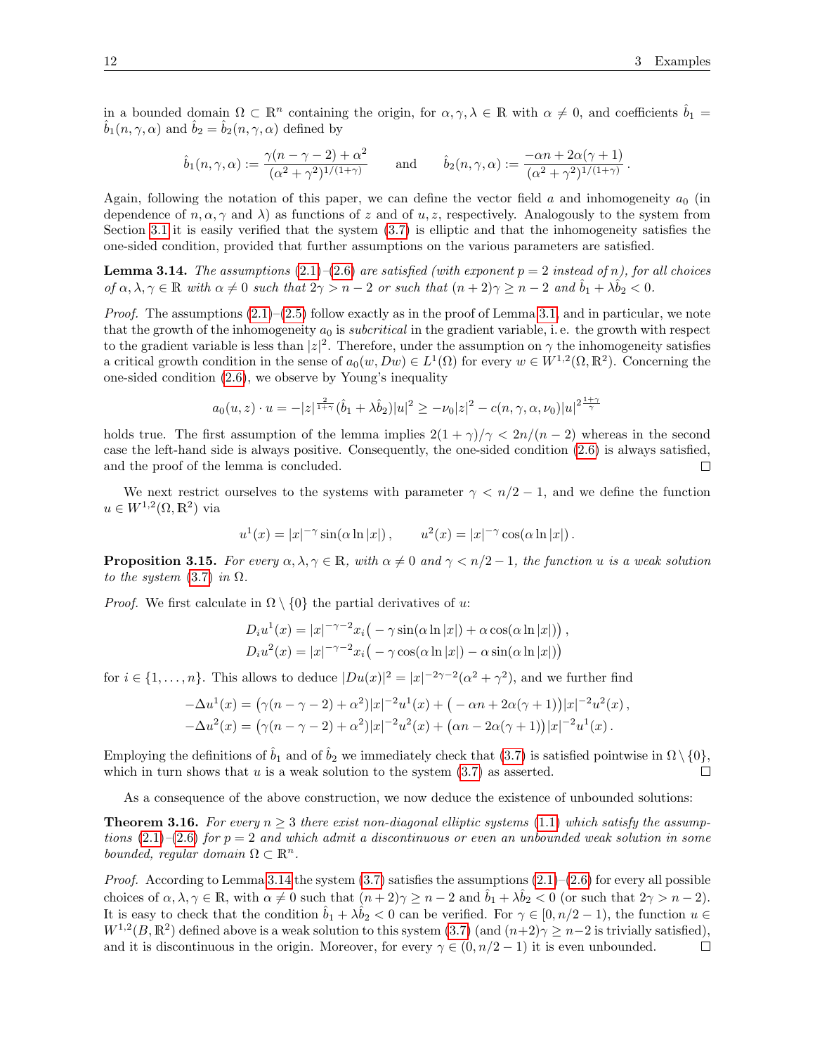in a bounded domain $\Omega \subset \mathbb{R}^n$ containing the origin, for $\alpha, \gamma, \lambda \in \mathbb{R}$ with $\alpha \neq 0$, and coefficients $\hat{b}_1 = \hat{b}_1(n, \gamma, \alpha)$ and $\hat{b}_2 = \hat{b}_2(n, \gamma, \alpha)$ defined by

$$\hat{b}_1(n,\gamma,\alpha) := \frac{\gamma(n-\gamma-2)+\alpha^2}{(\alpha^2+\gamma^2)^{1/(1+\gamma)}} \qquad \text{and} \qquad \hat{b}_2(n,\gamma,\alpha) := \frac{-\alpha n + 2\alpha(\gamma+1)}{(\alpha^2+\gamma^2)^{1/(1+\gamma)}}\,.$$

Again, following the notation of this paper, we can define the vector field $a$ and inhomogeneity $a_0$ (in dependence of $n, \alpha, \gamma$ and $\lambda$) as functions of $z$ and of $u, z$, respectively. Analogously to the system from Section 3.1 it is easily verified that the system (3.7) is elliptic and that the inhomogeneity satisfies the one-sided condition, provided that further assumptions on the various parameters are satisfied.

**Lemma 3.14.** *The assumptions (2.1)–(2.6) are satisfied (with exponent $p = 2$ instead of $n$), for all choices of $\alpha, \lambda, \gamma \in \mathbb{R}$ with $\alpha \neq 0$ such that $2\gamma > n-2$ or such that $(n+2)\gamma \geq n-2$ and $\hat{b}_1 + \lambda\hat{b}_2 < 0$.*

*Proof.* The assumptions (2.1)–(2.5) follow exactly as in the proof of Lemma 3.1, and in particular, we note that the growth of the inhomogeneity $a_0$ is *subcritical* in the gradient variable, i. e. the growth with respect to the gradient variable is less than $|z|^2$. Therefore, under the assumption on $\gamma$ the inhomogeneity satisfies a critical growth condition in the sense of $a_0(w, Dw) \in L^1(\Omega)$ for every $w \in W^{1,2}(\Omega, \mathbb{R}^2)$. Concerning the one-sided condition (2.6), we observe by Young's inequality

$$a_0(u,z) \cdot u = -|z|^{\frac{2}{1+\gamma}}(\hat{b}_1 + \lambda\hat{b}_2)|u|^2 \geq -\nu_0|z|^2 - c(n,\gamma,\alpha,\nu_0)|u|^{2\frac{1+\gamma}{\gamma}}$$

holds true. The first assumption of the lemma implies $2(1+\gamma)/\gamma < 2n/(n-2)$ whereas in the second case the left-hand side is always positive. Consequently, the one-sided condition (2.6) is always satisfied, and the proof of the lemma is concluded. $\square$

We next restrict ourselves to the systems with parameter $\gamma < n/2 - 1$, and we define the function $u \in W^{1,2}(\Omega, \mathbb{R}^2)$ via

$$u^1(x) = |x|^{-\gamma}\sin(\alpha \ln|x|)\,, \qquad u^2(x) = |x|^{-\gamma}\cos(\alpha \ln|x|)\,.$$

**Proposition 3.15.** *For every $\alpha, \lambda, \gamma \in \mathbb{R}$, with $\alpha \neq 0$ and $\gamma < n/2 - 1$, the function $u$ is a weak solution to the system (3.7) in $\Omega$.*

*Proof.* We first calculate in $\Omega \setminus \{0\}$ the partial derivatives of $u$:

$$\begin{aligned}
D_i u^1(x) &= |x|^{-\gamma-2}x_i\big(-\gamma\sin(\alpha\ln|x|) + \alpha\cos(\alpha\ln|x|)\big)\,,\\
D_i u^2(x) &= |x|^{-\gamma-2}x_i\big(-\gamma\cos(\alpha\ln|x|) - \alpha\sin(\alpha\ln|x|)\big)
\end{aligned}$$

for $i \in \{1, \ldots, n\}$. This allows to deduce $|Du(x)|^2 = |x|^{-2\gamma-2}(\alpha^2 + \gamma^2)$, and we further find

$$\begin{aligned}
-\Delta u^1(x) &= \big(\gamma(n-\gamma-2)+\alpha^2\big)|x|^{-2}u^1(x) + \big(-\alpha n + 2\alpha(\gamma+1)\big)|x|^{-2}u^2(x)\,,\\
-\Delta u^2(x) &= \big(\gamma(n-\gamma-2)+\alpha^2\big)|x|^{-2}u^2(x) + \big(\alpha n - 2\alpha(\gamma+1)\big)|x|^{-2}u^1(x)\,.
\end{aligned}$$

Employing the definitions of $\hat{b}_1$ and of $\hat{b}_2$ we immediately check that (3.7) is satisfied pointwise in $\Omega \setminus \{0\}$, which in turn shows that $u$ is a weak solution to the system (3.7) as asserted. $\square$

As a consequence of the above construction, we now deduce the existence of unbounded solutions:

**Theorem 3.16.** *For every $n \geq 3$ there exist non-diagonal elliptic systems (1.1) which satisfy the assumptions (2.1)–(2.6) for $p = 2$ and which admit a discontinuous or even an unbounded weak solution in some bounded, regular domain $\Omega \subset \mathbb{R}^n$.*

*Proof.* According to Lemma 3.14 the system (3.7) satisfies the assumptions (2.1)–(2.6) for every all possible choices of $\alpha, \lambda, \gamma \in \mathbb{R}$, with $\alpha \neq 0$ such that $(n+2)\gamma \geq n-2$ and $\hat{b}_1 + \lambda\hat{b}_2 < 0$ (or such that $2\gamma > n-2$). It is easy to check that the condition $\hat{b}_1 + \lambda\hat{b}_2 < 0$ can be verified. For $\gamma \in [0, n/2-1)$, the function $u \in W^{1,2}(B, \mathbb{R}^2)$ defined above is a weak solution to this system (3.7) (and $(n+2)\gamma \geq n-2$ is trivially satisfied), and it is discontinuous in the origin. Moreover, for every $\gamma \in (0, n/2-1)$ it is even unbounded. $\square$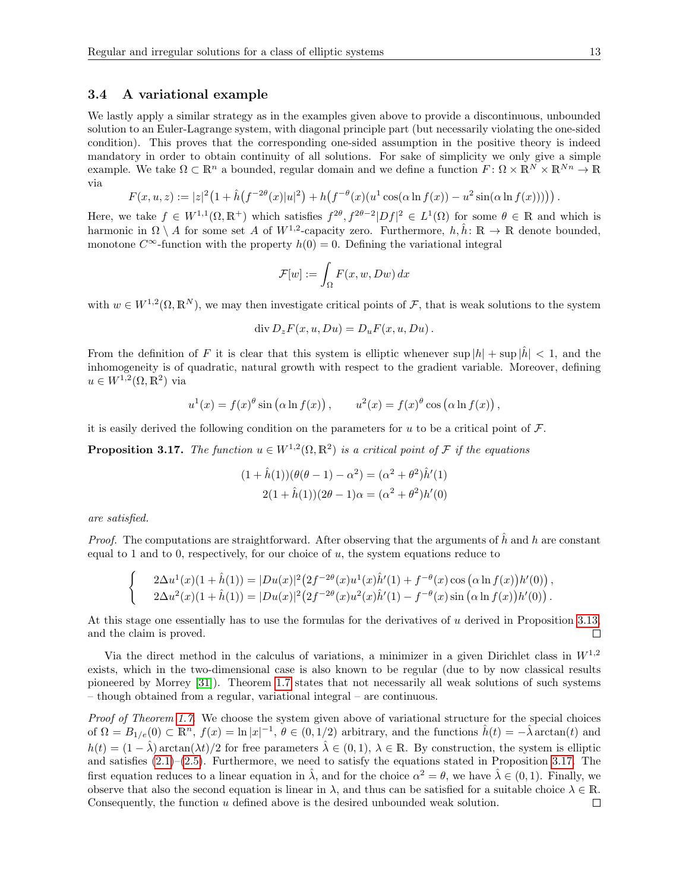### 3.4 A variational example

We lastly apply a similar strategy as in the examples given above to provide a discontinuous, unbounded solution to an Euler-Lagrange system, with diagonal principle part (but necessarily violating the one-sided condition). This proves that the corresponding one-sided assumption in the positive theory is indeed mandatory in order to obtain continuity of all solutions. For sake of simplicity we only give a simple example. We take $\Omega \subset \mathbb{R}^n$ a bounded, regular domain and we define a function $F\colon \Omega \times \mathbb{R}^N \times \mathbb{R}^{Nn} \to \mathbb{R}$ via

$$F(x,u,z) := |z|^2\big(1 + \hat{h}\big(f^{-2\theta}(x)|u|^2\big) + h\big(f^{-\theta}(x)(u^1\cos(\alpha \ln f(x)) - u^2 \sin(\alpha \ln f(x)))\big)\big)\,.$$

Here, we take $f \in W^{1,1}(\Omega, \mathbb{R}^+)$ which satisfies $f^{2\theta}, f^{2\theta-2}|Df|^2 \in L^1(\Omega)$ for some $\theta \in \mathbb{R}$ and which is harmonic in $\Omega \setminus A$ for some set $A$ of $W^{1,2}$-capacity zero. Furthermore, $h, \hat{h}\colon \mathbb{R} \to \mathbb{R}$ denote bounded, monotone $C^\infty$-function with the property $h(0) = 0$. Defining the variational integral

$$\mathcal{F}[w] := \int_\Omega F(x, w, Dw)\, dx$$

with $w \in W^{1,2}(\Omega, \mathbb{R}^N)$, we may then investigate critical points of $\mathcal{F}$, that is weak solutions to the system

$$\operatorname{div} D_z F(x,u,Du) = D_u F(x,u,Du)\,.$$

From the definition of $F$ it is clear that this system is elliptic whenever $\sup|h| + \sup|\hat{h}| < 1$, and the inhomogeneity is of quadratic, natural growth with respect to the gradient variable. Moreover, defining $u \in W^{1,2}(\Omega, \mathbb{R}^2)$ via

$$u^1(x) = f(x)^\theta \sin\big(\alpha \ln f(x)\big)\,, \qquad u^2(x) = f(x)^\theta \cos\big(\alpha \ln f(x)\big)\,,$$

it is easily derived the following condition on the parameters for $u$ to be a critical point of $\mathcal{F}$.

**Proposition 3.17.** *The function $u \in W^{1,2}(\Omega, \mathbb{R}^2)$ is a critical point of $\mathcal{F}$ if the equations*

$$\begin{aligned}(1+\hat{h}(1))(\theta(\theta-1) - \alpha^2) &= (\alpha^2 + \theta^2)\hat{h}'(1)\\ 2(1+\hat{h}(1))(2\theta-1)\alpha &= (\alpha^2+\theta^2)h'(0)\end{aligned}$$

*are satisfied.*

*Proof.* The computations are straightforward. After observing that the arguments of $\hat{h}$ and $h$ are constant equal to 1 and to 0, respectively, for our choice of $u$, the system equations reduce to

$$\begin{cases} 2\Delta u^1(x)(1+\hat{h}(1)) = |Du(x)|^2\big(2f^{-2\theta}(x)u^1(x)\hat{h}'(1) + f^{-\theta}(x)\cos\big(\alpha \ln f(x)\big)h'(0)\big)\,,\\ 2\Delta u^2(x)(1+\hat{h}(1)) = |Du(x)|^2\big(2f^{-2\theta}(x)u^2(x)\hat{h}'(1) - f^{-\theta}(x)\sin\big(\alpha \ln f(x)\big)h'(0)\big)\,.\end{cases}$$

At this stage one essentially has to use the formulas for the derivatives of $u$ derived in Proposition 3.13, and the claim is proved. □

Via the direct method in the calculus of variations, a minimizer in a given Dirichlet class in $W^{1,2}$ exists, which in the two-dimensional case is also known to be regular (due to by now classical results pioneered by Morrey [31]). Theorem 1.7 states that not necessarily all weak solutions of such systems – though obtained from a regular, variational integral – are continuous.

*Proof of Theorem 1.7.* We choose the system given above of variational structure for the special choices of $\Omega = B_{1/e}(0) \subset \mathbb{R}^n$, $f(x) = \ln|x|^{-1}$, $\theta \in (0, 1/2)$ arbitrary, and the functions $\hat{h}(t) = -\hat{\lambda}\arctan(t)$ and $h(t) = (1-\hat{\lambda})\arctan(\lambda t)/2$ for free parameters $\hat{\lambda} \in (0,1)$, $\lambda \in \mathbb{R}$. By construction, the system is elliptic and satisfies (2.1)–(2.5). Furthermore, we need to satisfy the equations stated in Proposition 3.17. The first equation reduces to a linear equation in $\hat{\lambda}$, and for the choice $\alpha^2 = \theta$, we have $\hat{\lambda} \in (0,1)$. Finally, we observe that also the second equation is linear in $\lambda$, and thus can be satisfied for a suitable choice $\lambda \in \mathbb{R}$. Consequently, the function $u$ defined above is the desired unbounded weak solution. □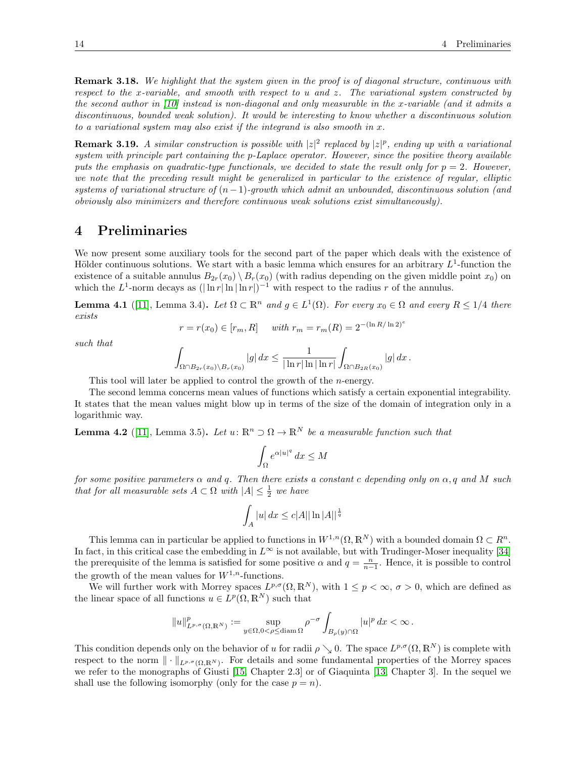**Remark 3.18.** *We highlight that the system given in the proof is of diagonal structure, continuous with respect to the x-variable, and smooth with respect to u and z. The variational system constructed by the second author in [10] instead is non-diagonal and only measurable in the x-variable (and it admits a discontinuous, bounded weak solution). It would be interesting to know whether a discontinuous solution to a variational system may also exist if the integrand is also smooth in x.*

**Remark 3.19.** *A similar construction is possible with $|z|^2$ replaced by $|z|^p$, ending up with a variational system with principle part containing the p-Laplace operator. However, since the positive theory available puts the emphasis on quadratic-type functionals, we decided to state the result only for $p = 2$. However, we note that the preceding result might be generalized in particular to the existence of regular, elliptic systems of variational structure of $(n-1)$-growth which admit an unbounded, discontinuous solution (and obviously also minimizers and therefore continuous weak solutions exist simultaneously).*

# 4 Preliminaries

We now present some auxiliary tools for the second part of the paper which deals with the existence of Hölder continuous solutions. We start with a basic lemma which ensures for an arbitrary $L^1$-function the existence of a suitable annulus $B_{2r}(x_0) \setminus B_r(x_0)$ (with radius depending on the given middle point $x_0$) on which the $L^1$-norm decays as $(|\ln r| \ln|\ln r|)^{-1}$ with respect to the radius $r$ of the annulus.

**Lemma 4.1** ([11], Lemma 3.4)**.** *Let $\Omega \subset \mathbb{R}^n$ and $g \in L^1(\Omega)$. For every $x_0 \in \Omega$ and every $R \leq 1/4$ there exists*

$$r = r(x_0) \in [r_m, R] \quad \text{with } r_m = r_m(R) = 2^{-(\ln R/\ln 2)^e}$$

*such that*

$$\int_{\Omega \cap B_{2r}(x_0) \setminus B_r(x_0)} |g|\, dx \leq \frac{1}{|\ln r| \ln|\ln r|} \int_{\Omega \cap B_{2R}(x_0)} |g|\, dx\,.$$

This tool will later be applied to control the growth of the $n$-energy.

The second lemma concerns mean values of functions which satisfy a certain exponential integrability. It states that the mean values might blow up in terms of the size of the domain of integration only in a logarithmic way.

**Lemma 4.2** ([11], Lemma 3.5)**.** *Let $u \colon \mathbb{R}^n \supset \Omega \to \mathbb{R}^N$ be a measurable function such that*

$$\int_\Omega e^{\alpha |u|^q}\, dx \leq M$$

*for some positive parameters $\alpha$ and $q$. Then there exists a constant $c$ depending only on $\alpha, q$ and $M$ such that for all measurable sets $A \subset \Omega$ with $|A| \leq \frac{1}{2}$ we have*

$$\int_A |u|\, dx \leq c|A| |\ln|A||^{\frac{1}{q}}$$

This lemma can in particular be applied to functions in $W^{1,n}(\Omega, \mathbb{R}^N)$ with a bounded domain $\Omega \subset R^n$. In fact, in this critical case the embedding in $L^\infty$ is not available, but with Trudinger-Moser inequality [34] the prerequisite of the lemma is satisfied for some positive $\alpha$ and $q = \frac{n}{n-1}$. Hence, it is possible to control the growth of the mean values for $W^{1,n}$-functions.

We will further work with Morrey spaces $L^{p,\sigma}(\Omega, \mathbb{R}^N)$, with $1 \leq p < \infty$, $\sigma > 0$, which are defined as the linear space of all functions $u \in L^p(\Omega, \mathbb{R}^N)$ such that

$$\|u\|^p_{L^{p,\sigma}(\Omega,\mathbb{R}^N)} := \sup_{y \in \Omega, 0 < \rho \leq \operatorname{diam} \Omega} \rho^{-\sigma} \int_{B_\rho(y) \cap \Omega} |u|^p\, dx < \infty\,.$$

This condition depends only on the behavior of $u$ for radii $\rho \searrow 0$. The space $L^{p,\sigma}(\Omega, \mathbb{R}^N)$ is complete with respect to the norm $\| \cdot \|_{L^{p,\sigma}(\Omega,\mathbb{R}^N)}$. For details and some fundamental properties of the Morrey spaces we refer to the monographs of Giusti [15, Chapter 2.3] or of Giaquinta [13, Chapter 3]. In the sequel we shall use the following isomorphy (only for the case $p = n$).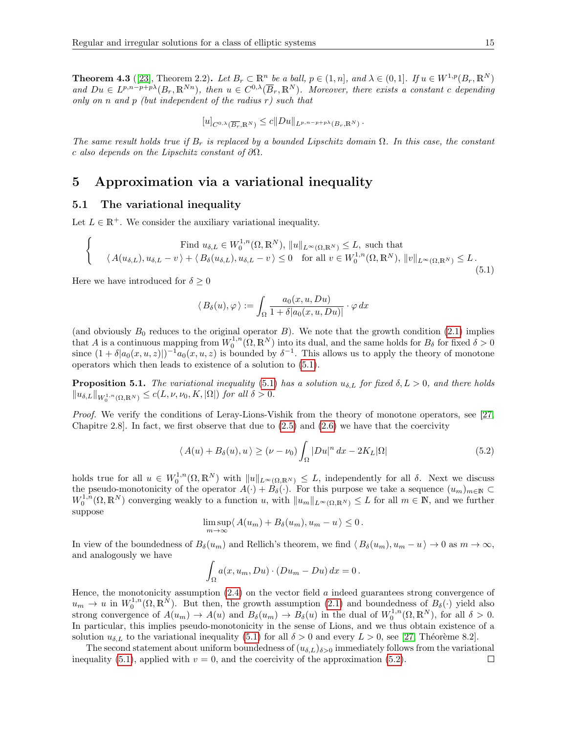**Theorem 4.3** ([23], Theorem 2.2)**.** *Let $B_r \subset \mathbb{R}^n$ be a ball, $p \in (1, n]$, and $\lambda \in (0, 1]$. If $u \in W^{1,p}(B_r, \mathbb{R}^N)$ and $Du \in L^{p,n-p+p\lambda}(B_r, \mathbb{R}^{Nn})$, then $u \in C^{0,\lambda}(\overline{B}_r, \mathbb{R}^N)$. Moreover, there exists a constant $c$ depending only on $n$ and $p$ (but independent of the radius $r$) such that*

$$[u]_{C^{0,\lambda}(\overline{B_r}, \mathbb{R}^N)} \leq c \|Du\|_{L^{p,n-p+p\lambda}(B_r, \mathbb{R}^N)} .$$

*The same result holds true if $B_r$ is replaced by a bounded Lipschitz domain $\Omega$. In this case, the constant $c$ also depends on the Lipschitz constant of $\partial\Omega$.*

# 5 Approximation via a variational inequality

## 5.1 The variational inequality

Let $L \in \mathbb{R}^+$. We consider the auxiliary variational inequality.

$$\left\{ \begin{array}{c} \text{Find } u_{\delta,L} \in W_0^{1,n}(\Omega, \mathbb{R}^N),\ \|u\|_{L^\infty(\Omega,\mathbb{R}^N)} \leq L, \text{ such that} \\ \langle A(u_{\delta,L}), u_{\delta,L} - v \rangle + \langle B_\delta(u_{\delta,L}), u_{\delta,L} - v \rangle \leq 0 \quad \text{for all } v \in W_0^{1,n}(\Omega, \mathbb{R}^N),\ \|v\|_{L^\infty(\Omega,\mathbb{R}^N)} \leq L\,. \end{array} \right. \tag{5.1}$$

Here we have introduced for $\delta \geq 0$

$$\langle B_\delta(u), \varphi \rangle := \int_\Omega \frac{a_0(x, u, Du)}{1 + \delta |a_0(x, u, Du)|} \cdot \varphi \, dx$$

(and obviously $B_0$ reduces to the original operator $B$). We note that the growth condition (2.1) implies that $A$ is a continuous mapping from $W_0^{1,n}(\Omega, \mathbb{R}^N)$ into its dual, and the same holds for $B_\delta$ for fixed $\delta > 0$ since $(1 + \delta |a_0(x, u, z)|)^{-1} a_0(x, u, z)$ is bounded by $\delta^{-1}$. This allows us to apply the theory of monotone operators which then leads to existence of a solution to (5.1).

**Proposition 5.1.** *The variational inequality (5.1) has a solution $u_{\delta,L}$ for fixed $\delta, L > 0$, and there holds $\|u_{\delta,L}\|_{W_0^{1,n}(\Omega,\mathbb{R}^N)} \leq c(L, \nu, \nu_0, K, |\Omega|)$ for all $\delta > 0$.*

*Proof.* We verify the conditions of Leray-Lions-Vishik from the theory of monotone operators, see [27, Chapitre 2.8]. In fact, we first observe that due to (2.5) and (2.6) we have that the coercivity

$$\langle A(u) + B_\delta(u), u \rangle \geq (\nu - \nu_0) \int_\Omega |Du|^n \, dx - 2K_L |\Omega| \tag{5.2}$$

holds true for all $u \in W_0^{1,n}(\Omega, \mathbb{R}^N)$ with $\|u\|_{L^\infty(\Omega,\mathbb{R}^N)} \leq L$, independently for all $\delta$. Next we discuss the pseudo-monotonicity of the operator $A(\cdot) + B_\delta(\cdot)$. For this purpose we take a sequence $(u_m)_{m \in \mathbb{N}} \subset W_0^{1,n}(\Omega, \mathbb{R}^N)$ converging weakly to a function $u$, with $\|u_m\|_{L^\infty(\Omega,\mathbb{R}^N)} \leq L$ for all $m \in \mathbb{N}$, and we further suppose

$$\limsup_{m \to \infty} \langle A(u_m) + B_\delta(u_m), u_m - u \rangle \leq 0\,.$$

In view of the boundedness of $B_\delta(u_m)$ and Rellich's theorem, we find $\langle B_\delta(u_m), u_m - u \rangle \to 0$ as $m \to \infty$, and analogously we have

$$\int_\Omega a(x, u_m, Du) \cdot (Du_m - Du) \, dx = 0\,.$$

Hence, the monotonicity assumption (2.4) on the vector field $a$ indeed guarantees strong convergence of $u_m \to u$ in $W_0^{1,n}(\Omega, \mathbb{R}^N)$. But then, the growth assumption (2.1) and boundedness of $B_\delta(\cdot)$ yield also strong convergence of $A(u_m) \to A(u)$ and $B_\delta(u_m) \to B_\delta(u)$ in the dual of $W_0^{1,n}(\Omega, \mathbb{R}^N)$, for all $\delta > 0$. In particular, this implies pseudo-monotonicity in the sense of Lions, and we thus obtain existence of a solution $u_{\delta,L}$ to the variational inequality (5.1) for all $\delta > 0$ and every $L > 0$, see [27, Théorème 8.2].

The second statement about uniform boundedness of $(u_{\delta,L})_{\delta>0}$ immediately follows from the variational inequality (5.1), applied with $v = 0$, and the coercivity of the approximation (5.2). □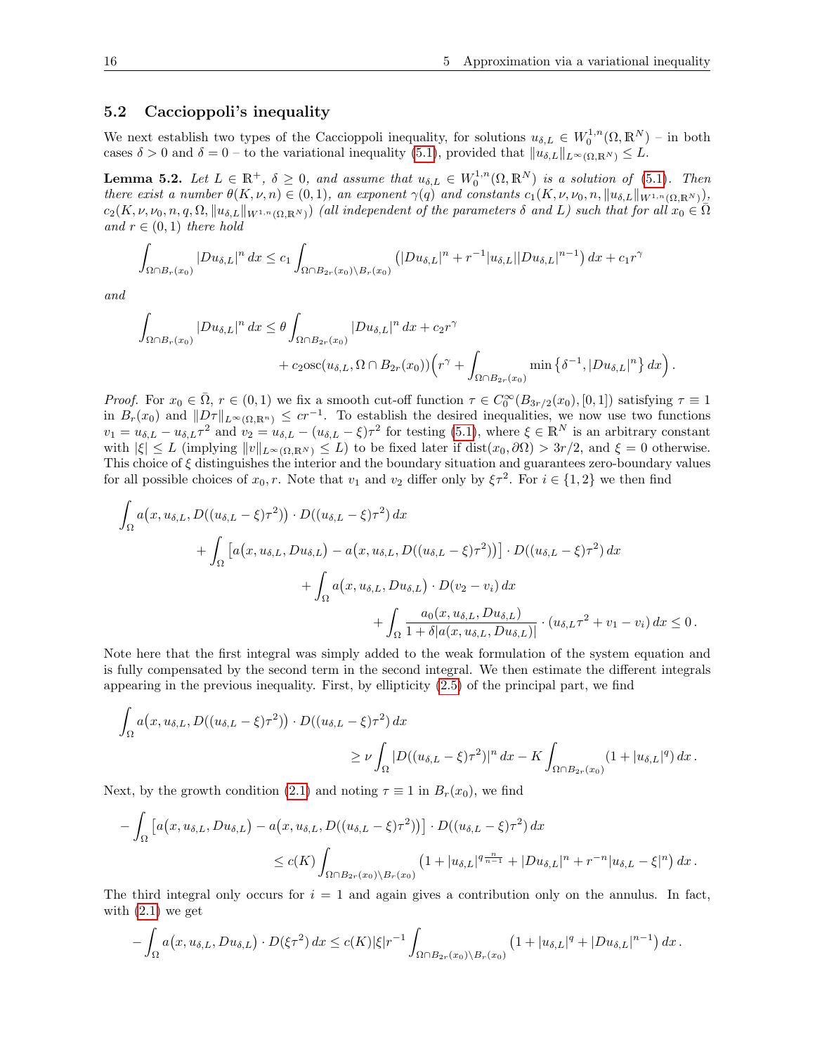### 5.2 Caccioppoli's inequality

We next establish two types of the Caccioppoli inequality, for solutions $u_{\delta,L} \in W^{1,n}_0(\Omega,\mathbb{R}^N)$ – in both cases $\delta > 0$ and $\delta = 0$ – to the variational inequality (5.1), provided that $\|u_{\delta,L}\|_{L^\infty(\Omega,\mathbb{R}^N)} \leq L$.

**Lemma 5.2.** *Let $L \in \mathbb{R}^+$, $\delta \geq 0$, and assume that $u_{\delta,L} \in W^{1,n}_0(\Omega,\mathbb{R}^N)$ is a solution of (5.1). Then there exist a number $\theta(K,\nu,n) \in (0,1)$, an exponent $\gamma(q)$ and constants $c_1(K,\nu,\nu_0,n,\|u_{\delta,L}\|_{W^{1,n}(\Omega,\mathbb{R}^N)})$, $c_2(K,\nu,\nu_0,n,q,\Omega,\|u_{\delta,L}\|_{W^{1,n}(\Omega,\mathbb{R}^N)})$ (all independent of the parameters $\delta$ and $L$) such that for all $x_0 \in \bar{\Omega}$ and $r \in (0,1)$ there hold*

$$\int_{\Omega\cap B_r(x_0)} |Du_{\delta,L}|^n\,dx \leq c_1 \int_{\Omega\cap B_{2r}(x_0)\setminus B_r(x_0)} \big(|Du_{\delta,L}|^n + r^{-1}|u_{\delta,L}||Du_{\delta,L}|^{n-1}\big)\,dx + c_1 r^\gamma$$

*and*

$$\begin{aligned}\int_{\Omega\cap B_r(x_0)} |Du_{\delta,L}|^n\,dx \leq{}& \theta \int_{\Omega\cap B_{2r}(x_0)} |Du_{\delta,L}|^n\,dx + c_2 r^\gamma\\ &+ c_2 \operatorname{osc}(u_{\delta,L},\Omega\cap B_{2r}(x_0))\Big(r^\gamma + \int_{\Omega\cap B_{2r}(x_0)} \min\big\{\delta^{-1},|Du_{\delta,L}|^n\big\}\,dx\Big)\,.\end{aligned}$$

*Proof.* For $x_0 \in \bar{\Omega}$, $r \in (0,1)$ we fix a smooth cut-off function $\tau \in C^\infty_0(B_{3r/2}(x_0),[0,1])$ satisfying $\tau \equiv 1$ in $B_r(x_0)$ and $\|D\tau\|_{L^\infty(\Omega,\mathbb{R}^n)} \leq cr^{-1}$. To establish the desired inequalities, we now use two functions $v_1 = u_{\delta,L} - u_{\delta,L}\tau^2$ and $v_2 = u_{\delta,L} - (u_{\delta,L} - \xi)\tau^2$ for testing (5.1), where $\xi \in \mathbb{R}^N$ is an arbitrary constant with $|\xi| \leq L$ (implying $\|v\|_{L^\infty(\Omega,\mathbb{R}^N)} \leq L$) to be fixed later if $\operatorname{dist}(x_0,\partial\Omega) > 3r/2$, and $\xi = 0$ otherwise. This choice of $\xi$ distinguishes the interior and the boundary situation and guarantees zero-boundary values for all possible choices of $x_0, r$. Note that $v_1$ and $v_2$ differ only by $\xi\tau^2$. For $i \in \{1,2\}$ we then find

$$\begin{aligned}\int_\Omega a\big(x,u_{\delta,L},D((u_{\delta,L}-\xi)\tau^2)\big)\cdot D((u_{\delta,L}-\xi)\tau^2)\,dx&\\
+\int_\Omega \big[a\big(x,u_{\delta,L},Du_{\delta,L}\big) - a\big(x,u_{\delta,L},D((u_{\delta,L}-\xi)\tau^2)\big)\big]\cdot D((u_{\delta,L}-\xi)\tau^2)\,dx&\\
+\int_\Omega a\big(x,u_{\delta,L},Du_{\delta,L}\big)\cdot D(v_2-v_i)\,dx&\\
+\int_\Omega \frac{a_0(x,u_{\delta,L},Du_{\delta,L})}{1+\delta|a(x,u_{\delta,L},Du_{\delta,L})|}\cdot(u_{\delta,L}\tau^2+v_1-v_i)\,dx &\leq 0\,.\end{aligned}$$

Note here that the first integral was simply added to the weak formulation of the system equation and is fully compensated by the second term in the second integral. We then estimate the different integrals appearing in the previous inequality. First, by ellipticity (2.5) of the principal part, we find

$$\begin{aligned}\int_\Omega a\big(x,u_{\delta,L},D((u_{\delta,L}-\xi)\tau^2)\big)&\cdot D((u_{\delta,L}-\xi)\tau^2)\,dx\\
&\geq \nu\int_\Omega |D((u_{\delta,L}-\xi)\tau^2)|^n\,dx - K\int_{\Omega\cap B_{2r}(x_0)} (1+|u_{\delta,L}|^q)\,dx\,.\end{aligned}$$

Next, by the growth condition (2.1) and noting $\tau \equiv 1$ in $B_r(x_0)$, we find

$$\begin{aligned}-\int_\Omega \big[a\big(x,u_{\delta,L},Du_{\delta,L}\big) - a\big(x,u_{\delta,L},D((u_{\delta,L}-\xi)\tau^2)\big)\big]&\cdot D((u_{\delta,L}-\xi)\tau^2)\,dx\\
&\leq c(K)\int_{\Omega\cap B_{2r}(x_0)\setminus B_r(x_0)} \big(1+|u_{\delta,L}|^{q\frac{n}{n-1}} + |Du_{\delta,L}|^n + r^{-n}|u_{\delta,L}-\xi|^n\big)\,dx\,.\end{aligned}$$

The third integral only occurs for $i=1$ and again gives a contribution only on the annulus. In fact, with (2.1) we get

$$-\int_\Omega a\big(x,u_{\delta,L},Du_{\delta,L}\big)\cdot D(\xi\tau^2)\,dx \leq c(K)|\xi|r^{-1}\int_{\Omega\cap B_{2r}(x_0)\setminus B_r(x_0)} \big(1+|u_{\delta,L}|^q + |Du_{\delta,L}|^{n-1}\big)\,dx\,.$$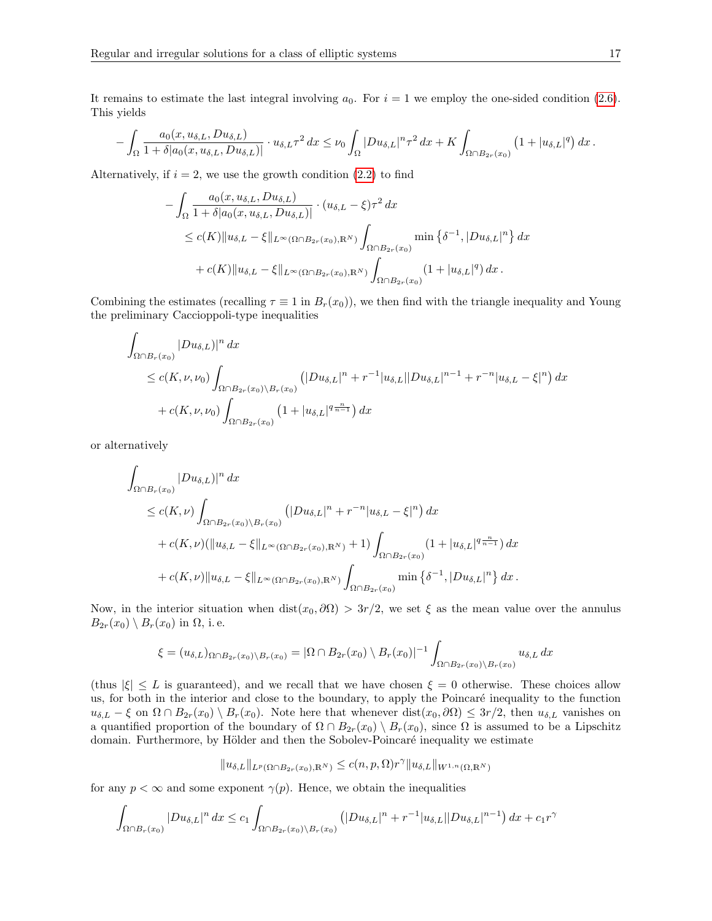It remains to estimate the last integral involving $a_0$. For $i = 1$ we employ the one-sided condition (2.6). This yields

$$
-\int_\Omega \frac{a_0(x, u_{\delta,L}, Du_{\delta,L})}{1+\delta|a_0(x, u_{\delta,L}, Du_{\delta,L})|} \cdot u_{\delta,L}\tau^2 \, dx \le \nu_0 \int_\Omega |Du_{\delta,L}|^n \tau^2 \, dx + K \int_{\Omega\cap B_{2r}(x_0)} \big(1 + |u_{\delta,L}|^q\big) \, dx \, .
$$

Alternatively, if $i = 2$, we use the growth condition (2.2) to find

$$
\begin{aligned}
-\int_\Omega & \frac{a_0(x, u_{\delta,L}, Du_{\delta,L})}{1+\delta|a_0(x, u_{\delta,L}, Du_{\delta,L})|} \cdot (u_{\delta,L} - \xi)\tau^2 \, dx \\
&\le c(K)\|u_{\delta,L} - \xi\|_{L^\infty(\Omega\cap B_{2r}(x_0),\mathbb{R}^N)} \int_{\Omega\cap B_{2r}(x_0)} \min\big\{\delta^{-1}, |Du_{\delta,L}|^n\big\} \, dx \\
&\quad + c(K)\|u_{\delta,L} - \xi\|_{L^\infty(\Omega\cap B_{2r}(x_0),\mathbb{R}^N)} \int_{\Omega\cap B_{2r}(x_0)} (1 + |u_{\delta,L}|^q) \, dx \, .
\end{aligned}
$$

Combining the estimates (recalling $\tau \equiv 1$ in $B_r(x_0)$), we then find with the triangle inequality and Young the preliminary Caccioppoli-type inequalities

$$
\begin{aligned}
\int_{\Omega\cap B_r(x_0)} & |Du_{\delta,L})|^n \, dx \\
&\le c(K, \nu, \nu_0) \int_{\Omega\cap B_{2r}(x_0)\setminus B_r(x_0)} \big(|Du_{\delta,L}|^n + r^{-1}|u_{\delta,L}||Du_{\delta,L}|^{n-1} + r^{-n}|u_{\delta,L} - \xi|^n\big) \, dx \\
&\quad + c(K, \nu, \nu_0) \int_{\Omega\cap B_{2r}(x_0)} \big(1 + |u_{\delta,L}|^{q\frac{n}{n-1}}\big) \, dx
\end{aligned}
$$

or alternatively

$$
\begin{aligned}
\int_{\Omega\cap B_r(x_0)} & |Du_{\delta,L})|^n \, dx \\
&\le c(K, \nu) \int_{\Omega\cap B_{2r}(x_0)\setminus B_r(x_0)} \big(|Du_{\delta,L}|^n + r^{-n}|u_{\delta,L} - \xi|^n\big) \, dx \\
&\quad + c(K, \nu)(\|u_{\delta,L} - \xi\|_{L^\infty(\Omega\cap B_{2r}(x_0),\mathbb{R}^N)} + 1) \int_{\Omega\cap B_{2r}(x_0)} (1 + |u_{\delta,L}|^{q\frac{n}{n-1}}) \, dx \\
&\quad + c(K, \nu)\|u_{\delta,L} - \xi\|_{L^\infty(\Omega\cap B_{2r}(x_0),\mathbb{R}^N)} \int_{\Omega\cap B_{2r}(x_0)} \min\big\{\delta^{-1}, |Du_{\delta,L}|^n\big\} \, dx \, .
\end{aligned}
$$

Now, in the interior situation when $\operatorname{dist}(x_0, \partial\Omega) > 3r/2$, we set $\xi$ as the mean value over the annulus $B_{2r}(x_0) \setminus B_r(x_0)$ in $\Omega$, i. e.

$$
\xi = (u_{\delta,L})_{\Omega\cap B_{2r}(x_0)\setminus B_r(x_0)} = |\Omega \cap B_{2r}(x_0) \setminus B_r(x_0)|^{-1} \int_{\Omega\cap B_{2r}(x_0)\setminus B_r(x_0)} u_{\delta,L} \, dx
$$

(thus $|\xi| \le L$ is guaranteed), and we recall that we have chosen $\xi = 0$ otherwise. These choices allow us, for both in the interior and close to the boundary, to apply the Poincaré inequality to the function $u_{\delta,L} - \xi$ on $\Omega \cap B_{2r}(x_0) \setminus B_r(x_0)$. Note here that whenever $\operatorname{dist}(x_0, \partial\Omega) \le 3r/2$, then $u_{\delta,L}$ vanishes on a quantified proportion of the boundary of $\Omega \cap B_{2r}(x_0) \setminus B_r(x_0)$, since $\Omega$ is assumed to be a Lipschitz domain. Furthermore, by Hölder and then the Sobolev-Poincaré inequality we estimate

$$
\|u_{\delta,L}\|_{L^p(\Omega\cap B_{2r}(x_0),\mathbb{R}^N)} \le c(n, p, \Omega) r^\gamma \|u_{\delta,L}\|_{W^{1,n}(\Omega,\mathbb{R}^N)}
$$

for any $p < \infty$ and some exponent $\gamma(p)$. Hence, we obtain the inequalities

$$
\int_{\Omega\cap B_r(x_0)} |Du_{\delta,L}|^n \, dx \le c_1 \int_{\Omega\cap B_{2r}(x_0)\setminus B_r(x_0)} \big(|Du_{\delta,L}|^n + r^{-1}|u_{\delta,L}||Du_{\delta,L}|^{n-1}\big) \, dx + c_1 r^\gamma
$$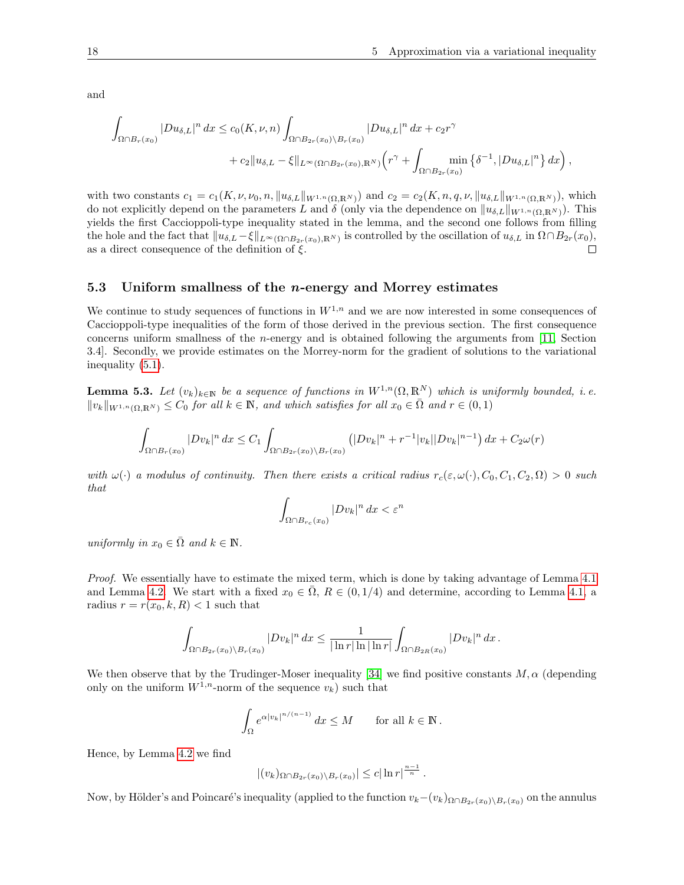and

$$\int_{\Omega \cap B_r(x_0)} |Du_{\delta,L}|^n \, dx \leq c_0(K,\nu,n) \int_{\Omega \cap B_{2r}(x_0) \setminus B_r(x_0)} |Du_{\delta,L}|^n \, dx + c_2 r^\gamma$$
$$+ c_2 \|u_{\delta,L} - \xi\|_{L^\infty(\Omega \cap B_{2r}(x_0),\mathbb{R}^N)} \Big( r^\gamma + \int_{\Omega \cap B_{2r}(x_0)} \min\big\{\delta^{-1}, |Du_{\delta,L}|^n\big\} \, dx \Big) ,$$

with two constants $c_1 = c_1(K,\nu,\nu_0,n,\|u_{\delta,L}\|_{W^{1,n}(\Omega,\mathbb{R}^N)})$ and $c_2 = c_2(K,n,q,\nu,\|u_{\delta,L}\|_{W^{1,n}(\Omega,\mathbb{R}^N)})$, which do not explicitly depend on the parameters $L$ and $\delta$ (only via the dependence on $\|u_{\delta,L}\|_{W^{1,n}(\Omega,\mathbb{R}^N)}$). This yields the first Caccioppoli-type inequality stated in the lemma, and the second one follows from filling the hole and the fact that $\|u_{\delta,L} - \xi\|_{L^\infty(\Omega \cap B_{2r}(x_0),\mathbb{R}^N)}$ is controlled by the oscillation of $u_{\delta,L}$ in $\Omega \cap B_{2r}(x_0)$, as a direct consequence of the definition of $\xi$. □

### 5.3 Uniform smallness of the $n$-energy and Morrey estimates

We continue to study sequences of functions in $W^{1,n}$ and we are now interested in some consequences of Caccioppoli-type inequalities of the form of those derived in the previous section. The first consequence concerns uniform smallness of the $n$-energy and is obtained following the arguments from [11, Section 3.4]. Secondly, we provide estimates on the Morrey-norm for the gradient of solutions to the variational inequality (5.1).

**Lemma 5.3.** *Let $(v_k)_{k\in\mathbb{N}}$ be a sequence of functions in $W^{1,n}(\Omega,\mathbb{R}^N)$ which is uniformly bounded, i. e. $\|v_k\|_{W^{1,n}(\Omega,\mathbb{R}^N)} \leq C_0$ for all $k \in \mathbb{N}$, and which satisfies for all $x_0 \in \bar{\Omega}$ and $r \in (0,1)$*

$$\int_{\Omega \cap B_r(x_0)} |Dv_k|^n \, dx \leq C_1 \int_{\Omega \cap B_{2r}(x_0) \setminus B_r(x_0)} \big( |Dv_k|^n + r^{-1}|v_k||Dv_k|^{n-1} \big) \, dx + C_2 \omega(r)$$

*with $\omega(\cdot)$ a modulus of continuity. Then there exists a critical radius $r_c(\varepsilon,\omega(\cdot),C_0,C_1,C_2,\Omega) > 0$ such that*

$$\int_{\Omega \cap B_{r_c}(x_0)} |Dv_k|^n \, dx < \varepsilon^n$$

*uniformly in $x_0 \in \bar{\Omega}$ and $k \in \mathbb{N}$.*

*Proof.* We essentially have to estimate the mixed term, which is done by taking advantage of Lemma 4.1 and Lemma 4.2. We start with a fixed $x_0 \in \bar{\Omega}$, $R \in (0,1/4)$ and determine, according to Lemma 4.1, a radius $r = r(x_0,k,R) < 1$ such that

$$\int_{\Omega \cap B_{2r}(x_0) \setminus B_r(x_0)} |Dv_k|^n \, dx \leq \frac{1}{|\ln r| \ln|\ln r|} \int_{\Omega \cap B_{2R}(x_0)} |Dv_k|^n \, dx \, .$$

We then observe that by the Trudinger-Moser inequality [34] we find positive constants $M, \alpha$ (depending only on the uniform $W^{1,n}$-norm of the sequence $v_k$) such that

$$\int_\Omega e^{\alpha |v_k|^{n/(n-1)}} \, dx \leq M \qquad \text{for all } k \in \mathbb{N} \, .$$

Hence, by Lemma 4.2 we find

$$|(v_k)_{\Omega \cap B_{2r}(x_0) \setminus B_r(x_0)}| \leq c |\ln r|^{\frac{n-1}{n}} \, .$$

Now, by Hölder's and Poincaré's inequality (applied to the function $v_k - (v_k)_{\Omega \cap B_{2r}(x_0) \setminus B_r(x_0)}$ on the annulus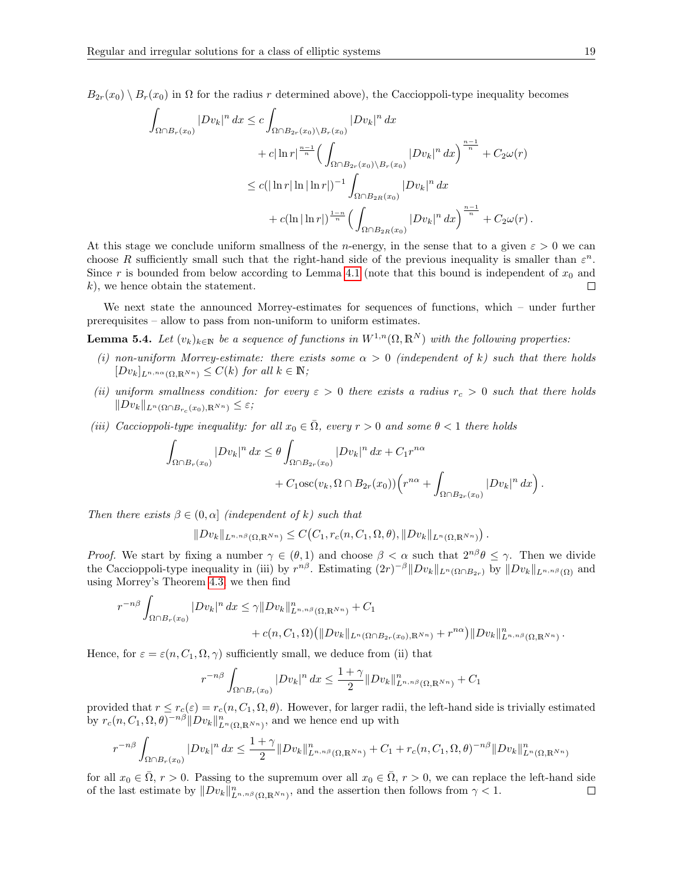$B_{2r}(x_0) \setminus B_r(x_0)$ in $\Omega$ for the radius $r$ determined above), the Caccioppoli-type inequality becomes

$$
\begin{aligned}
\int_{\Omega\cap B_r(x_0)} |Dv_k|^n \, dx &\leq c \int_{\Omega\cap B_{2r}(x_0)\setminus B_r(x_0)} |Dv_k|^n \, dx \\
&\qquad + c|\ln r|^{\frac{n-1}{n}} \Big( \int_{\Omega\cap B_{2r}(x_0)\setminus B_r(x_0)} |Dv_k|^n \, dx \Big)^{\frac{n-1}{n}} + C_2\omega(r) \\
&\leq c(|\ln r| \ln|\ln r|)^{-1} \int_{\Omega\cap B_{2R}(x_0)} |Dv_k|^n \, dx \\
&\qquad + c(\ln|\ln r|)^{\frac{1-n}{n}} \Big( \int_{\Omega\cap B_{2R}(x_0)} |Dv_k|^n \, dx \Big)^{\frac{n-1}{n}} + C_2\omega(r) \,.
\end{aligned}
$$

At this stage we conclude uniform smallness of the $n$-energy, in the sense that to a given $\varepsilon > 0$ we can choose $R$ sufficiently small such that the right-hand side of the previous inequality is smaller than $\varepsilon^n$. Since $r$ is bounded from below according to Lemma 4.1 (note that this bound is independent of $x_0$ and $k$), we hence obtain the statement. $\square$

We next state the announced Morrey-estimates for sequences of functions, which – under further prerequisites – allow to pass from non-uniform to uniform estimates.

**Lemma 5.4.** *Let $(v_k)_{k\in\mathbb{N}}$ be a sequence of functions in $W^{1,n}(\Omega,\mathbb{R}^N)$ with the following properties:*

*(i) non-uniform Morrey-estimate: there exists some $\alpha > 0$ (independent of $k$) such that there holds $[Dv_k]_{L^{n,n\alpha}(\Omega,\mathbb{R}^{Nn})} \leq C(k)$ for all $k \in \mathbb{N}$;*

*(ii) uniform smallness condition: for every $\varepsilon > 0$ there exists a radius $r_c > 0$ such that there holds $\|Dv_k\|_{L^n(\Omega\cap B_{r_c}(x_0),\mathbb{R}^{Nn})} \leq \varepsilon$;*

*(iii) Caccioppoli-type inequality: for all $x_0 \in \bar{\Omega}$, every $r > 0$ and some $\theta < 1$ there holds*

$$
\begin{aligned}
\int_{\Omega\cap B_r(x_0)} |Dv_k|^n \, dx &\leq \theta \int_{\Omega\cap B_{2r}(x_0)} |Dv_k|^n \, dx + C_1 r^{n\alpha} \\
&\qquad + C_1 \operatorname{osc}(v_k, \Omega\cap B_{2r}(x_0)) \Big( r^{n\alpha} + \int_{\Omega\cap B_{2r}(x_0)} |Dv_k|^n \, dx \Big) \,.
\end{aligned}
$$

*Then there exists $\beta \in (0,\alpha]$ (independent of $k$) such that*

$$
\|Dv_k\|_{L^{n,n\beta}(\Omega,\mathbb{R}^{Nn})} \leq C\big(C_1, r_c(n, C_1, \Omega, \theta), \|Dv_k\|_{L^n(\Omega,\mathbb{R}^{Nn})}\big) \,.
$$

*Proof.* We start by fixing a number $\gamma \in (\theta, 1)$ and choose $\beta < \alpha$ such that $2^{n\beta}\theta \leq \gamma$. Then we divide the Caccioppoli-type inequality in (iii) by $r^{n\beta}$. Estimating $(2r)^{-\beta}\|Dv_k\|_{L^n(\Omega\cap B_{2r})}$ by $\|Dv_k\|_{L^{n,n\beta}(\Omega)}$ and using Morrey's Theorem 4.3, we then find

$$
\begin{aligned}
r^{-n\beta} \int_{\Omega\cap B_r(x_0)} |Dv_k|^n \, dx &\leq \gamma \|Dv_k\|^n_{L^{n,n\beta}(\Omega,\mathbb{R}^{Nn})} + C_1 \\
&\qquad + c(n, C_1, \Omega)\big(\|Dv_k\|_{L^n(\Omega\cap B_{2r}(x_0),\mathbb{R}^{Nn})} + r^{n\alpha}\big) \|Dv_k\|^n_{L^{n,n\beta}(\Omega,\mathbb{R}^{Nn})} \,.
\end{aligned}
$$

Hence, for $\varepsilon = \varepsilon(n, C_1, \Omega, \gamma)$ sufficiently small, we deduce from (ii) that

$$
r^{-n\beta} \int_{\Omega\cap B_r(x_0)} |Dv_k|^n \, dx \leq \frac{1+\gamma}{2} \|Dv_k\|^n_{L^{n,n\beta}(\Omega,\mathbb{R}^{Nn})} + C_1
$$

provided that $r \leq r_c(\varepsilon) = r_c(n, C_1, \Omega, \theta)$. However, for larger radii, the left-hand side is trivially estimated by $r_c(n, C_1, \Omega, \theta)^{-n\beta}\|Dv_k\|^n_{L^n(\Omega,\mathbb{R}^{Nn})}$, and we hence end up with

$$
r^{-n\beta} \int_{\Omega\cap B_r(x_0)} |Dv_k|^n \, dx \leq \frac{1+\gamma}{2} \|Dv_k\|^n_{L^{n,n\beta}(\Omega,\mathbb{R}^{Nn})} + C_1 + r_c(n, C_1, \Omega, \theta)^{-n\beta}\|Dv_k\|^n_{L^n(\Omega,\mathbb{R}^{Nn})}
$$

for all $x_0 \in \bar{\Omega}$, $r > 0$. Passing to the supremum over all $x_0 \in \bar{\Omega}$, $r > 0$, we can replace the left-hand side of the last estimate by $\|Dv_k\|^n_{L^{n,n\beta}(\Omega,\mathbb{R}^{Nn})}$, and the assertion then follows from $\gamma < 1$. $\square$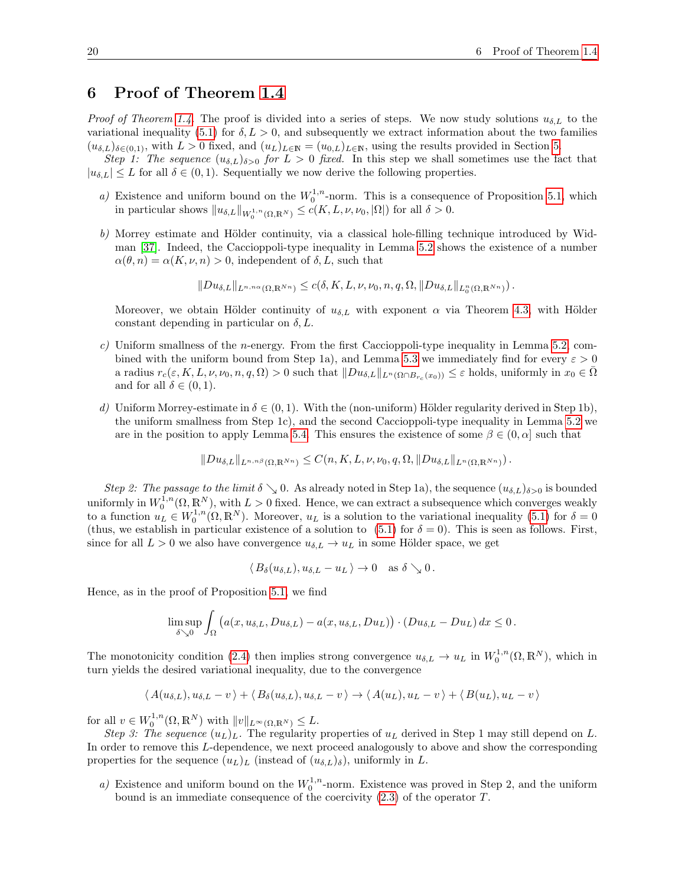## 6 Proof of Theorem 1.4

*Proof of Theorem 1.4.* The proof is divided into a series of steps. We now study solutions $u_{\delta,L}$ to the variational inequality (5.1) for $\delta, L > 0$, and subsequently we extract information about the two families $(u_{\delta,L})_{\delta\in(0,1)}$, with $L > 0$ fixed, and $(u_L)_{L\in\mathbb{N}} = (u_{0,L})_{L\in\mathbb{N}}$, using the results provided in Section 5.

*Step 1: The sequence $(u_{\delta,L})_{\delta>0}$ for $L > 0$ fixed.* In this step we shall sometimes use the fact that $|u_{\delta,L}| \leq L$ for all $\delta \in (0,1)$. Sequentially we now derive the following properties.

*a)* Existence and uniform bound on the $W_0^{1,n}$-norm. This is a consequence of Proposition 5.1, which in particular shows $\|u_{\delta,L}\|_{W_0^{1,n}(\Omega,\mathbb{R}^N)} \leq c(K, L, \nu, \nu_0, |\Omega|)$ for all $\delta > 0$.

*b)* Morrey estimate and Hölder continuity, via a classical hole-filling technique introduced by Widman [37]. Indeed, the Caccioppoli-type inequality in Lemma 5.2 shows the existence of a number $\alpha(\theta, n) = \alpha(K, \nu, n) > 0$, independent of $\delta, L$, such that

$$\|Du_{\delta,L}\|_{L^{n,n\alpha}(\Omega,\mathbb{R}^{Nn})} \leq c(\delta, K, L, \nu, \nu_0, n, q, \Omega, \|Du_{\delta,L}\|_{L_0^n(\Omega,\mathbb{R}^{Nn})}) .$$

Moreover, we obtain Hölder continuity of $u_{\delta,L}$ with exponent $\alpha$ via Theorem 4.3, with Hölder constant depending in particular on $\delta, L$.

*c)* Uniform smallness of the $n$-energy. From the first Caccioppoli-type inequality in Lemma 5.2, combined with the uniform bound from Step 1a), and Lemma 5.3 we immediately find for every $\varepsilon > 0$ a radius $r_c(\varepsilon, K, L, \nu, \nu_0, n, q, \Omega) > 0$ such that $\|Du_{\delta,L}\|_{L^n(\Omega\cap B_{r_c}(x_0))} \leq \varepsilon$ holds, uniformly in $x_0 \in \bar\Omega$ and for all $\delta \in (0,1)$.

*d)* Uniform Morrey-estimate in $\delta \in (0,1)$. With the (non-uniform) Hölder regularity derived in Step 1b), the uniform smallness from Step 1c), and the second Caccioppoli-type inequality in Lemma 5.2 we are in the position to apply Lemma 5.4. This ensures the existence of some $\beta \in (0, \alpha]$ such that

$$\|Du_{\delta,L}\|_{L^{n,n\beta}(\Omega,\mathbb{R}^{Nn})} \leq C(n, K, L, \nu, \nu_0, q, \Omega, \|Du_{\delta,L}\|_{L^n(\Omega,\mathbb{R}^{Nn})}) .$$

*Step 2: The passage to the limit $\delta \searrow 0$.* As already noted in Step 1a), the sequence $(u_{\delta,L})_{\delta>0}$ is bounded uniformly in $W_0^{1,n}(\Omega, \mathbb{R}^N)$, with $L > 0$ fixed. Hence, we can extract a subsequence which converges weakly to a function $u_L \in W_0^{1,n}(\Omega, \mathbb{R}^N)$. Moreover, $u_L$ is a solution to the variational inequality (5.1) for $\delta = 0$ (thus, we establish in particular existence of a solution to (5.1) for $\delta = 0$). This is seen as follows. First, since for all $L > 0$ we also have convergence $u_{\delta,L} \to u_L$ in some Hölder space, we get

$$\langle\, B_\delta(u_{\delta,L}), u_{\delta,L} - u_L \,\rangle \to 0 \quad \text{as } \delta \searrow 0 .$$

Hence, as in the proof of Proposition 5.1, we find

$$\limsup_{\delta\searrow 0} \int_\Omega \big(a(x, u_{\delta,L}, Du_{\delta,L}) - a(x, u_{\delta,L}, Du_L)\big) \cdot (Du_{\delta,L} - Du_L)\, dx \leq 0 .$$

The monotonicity condition (2.4) then implies strong convergence $u_{\delta,L} \to u_L$ in $W_0^{1,n}(\Omega, \mathbb{R}^N)$, which in turn yields the desired variational inequality, due to the convergence

$$\langle\, A(u_{\delta,L}), u_{\delta,L} - v \,\rangle + \langle\, B_\delta(u_{\delta,L}), u_{\delta,L} - v \,\rangle \to \langle\, A(u_L), u_L - v \,\rangle + \langle\, B(u_L), u_L - v \,\rangle$$

for all $v \in W_0^{1,n}(\Omega, \mathbb{R}^N)$ with $\|v\|_{L^\infty(\Omega,\mathbb{R}^N)} \leq L$.

*Step 3: The sequence $(u_L)_L$.* The regularity properties of $u_L$ derived in Step 1 may still depend on $L$. In order to remove this $L$-dependence, we next proceed analogously to above and show the corresponding properties for the sequence $(u_L)_L$ (instead of $(u_{\delta,L})_\delta$), uniformly in $L$.

*a)* Existence and uniform bound on the $W_0^{1,n}$-norm. Existence was proved in Step 2, and the uniform bound is an immediate consequence of the coercivity (2.3) of the operator $T$.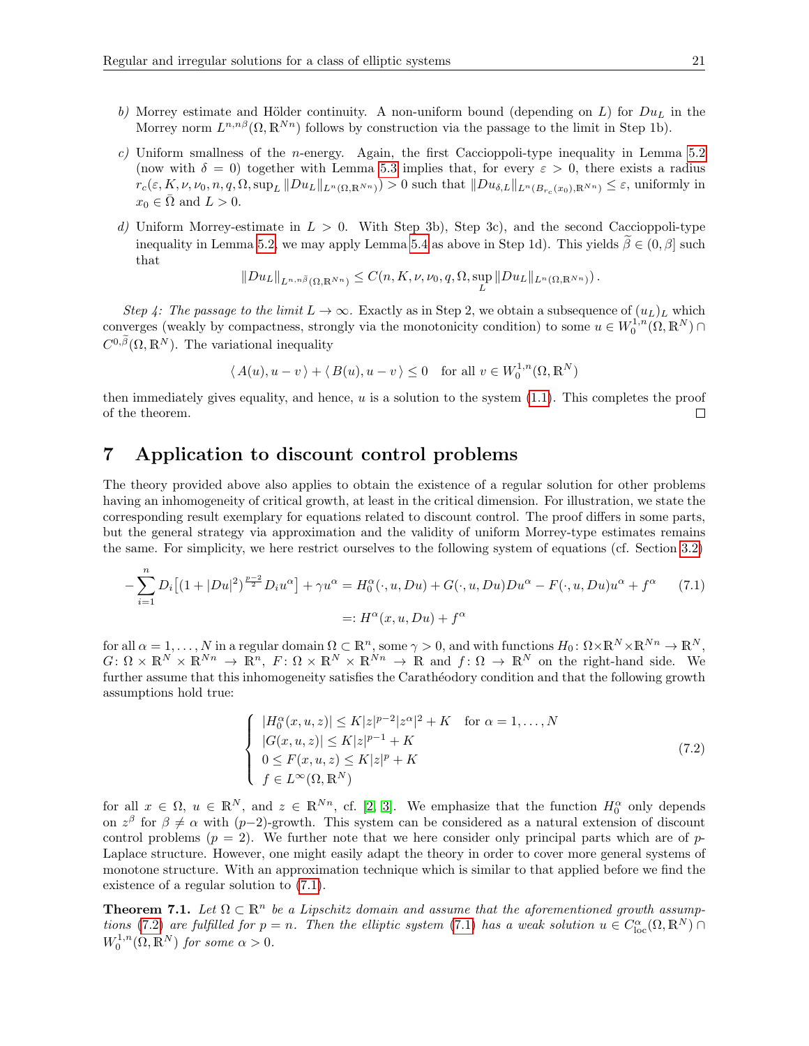*b)* Morrey estimate and Hölder continuity. A non-uniform bound (depending on $L$) for $Du_L$ in the Morrey norm $L^{n,n\beta}(\Omega,\mathbb{R}^{Nn})$ follows by construction via the passage to the limit in Step 1b).

*c)* Uniform smallness of the $n$-energy. Again, the first Caccioppoli-type inequality in Lemma 5.2 (now with $\delta = 0$) together with Lemma 5.3 implies that, for every $\varepsilon > 0$, there exists a radius $r_c(\varepsilon, K, \nu, \nu_0, n, q, \Omega, \sup_L \|Du_L\|_{L^n(\Omega,\mathbb{R}^{Nn})}) > 0$ such that $\|Du_{\delta,L}\|_{L^n(B_{r_c}(x_0),\mathbb{R}^{Nn})} \leq \varepsilon$, uniformly in $x_0 \in \bar{\Omega}$ and $L > 0$.

*d)* Uniform Morrey-estimate in $L > 0$. With Step 3b), Step 3c), and the second Caccioppoli-type inequality in Lemma 5.2, we may apply Lemma 5.4 as above in Step 1d). This yields $\widetilde{\beta} \in (0, \beta]$ such that

$$\|Du_L\|_{L^{n,n\tilde{\beta}}(\Omega,\mathbb{R}^{Nn})} \leq C(n, K, \nu, \nu_0, q, \Omega, \sup_L \|Du_L\|_{L^n(\Omega,\mathbb{R}^{Nn})}) .$$

*Step 4: The passage to the limit $L \to \infty$.* Exactly as in Step 2, we obtain a subsequence of $(u_L)_L$ which converges (weakly by compactness, strongly via the monotonicity condition) to some $u \in W_0^{1,n}(\Omega,\mathbb{R}^N) \cap C^{0,\widetilde{\beta}}(\Omega,\mathbb{R}^N)$. The variational inequality

$$\langle A(u), u - v \rangle + \langle B(u), u - v \rangle \leq 0 \quad \text{for all } v \in W_0^{1,n}(\Omega,\mathbb{R}^N)$$

then immediately gives equality, and hence, $u$ is a solution to the system (1.1). This completes the proof of the theorem. ◻

## 7 Application to discount control problems

The theory provided above also applies to obtain the existence of a regular solution for other problems having an inhomogeneity of critical growth, at least in the critical dimension. For illustration, we state the corresponding result exemplary for equations related to discount control. The proof differs in some parts, but the general strategy via approximation and the validity of uniform Morrey-type estimates remains the same. For simplicity, we here restrict ourselves to the following system of equations (cf. Section 3.2)

$$\begin{aligned} -\sum_{i=1}^{n} D_i\big[(1+|Du|^2)^{\frac{p-2}{2}} D_i u^\alpha\big] + \gamma u^\alpha &= H_0^\alpha(\cdot,u,Du) + G(\cdot,u,Du)Du^\alpha - F(\cdot,u,Du)u^\alpha + f^\alpha \qquad (7.1)\\ &=: H^\alpha(x,u,Du) + f^\alpha \end{aligned}$$

for all $\alpha = 1,\ldots,N$ in a regular domain $\Omega \subset \mathbb{R}^n$, some $\gamma > 0$, and with functions $H_0 \colon \Omega\times\mathbb{R}^N\times\mathbb{R}^{Nn} \to \mathbb{R}^N$, $G \colon \Omega\times\mathbb{R}^N\times\mathbb{R}^{Nn} \to \mathbb{R}^n$, $F \colon \Omega\times\mathbb{R}^N\times\mathbb{R}^{Nn} \to \mathbb{R}$ and $f \colon \Omega \to \mathbb{R}^N$ on the right-hand side. We further assume that this inhomogeneity satisfies the Carathéodory condition and that the following growth assumptions hold true:

$$\begin{cases} |H_0^\alpha(x,u,z)| \leq K|z|^{p-2}|z^\alpha|^2 + K \quad \text{for } \alpha = 1,\ldots,N \\ |G(x,u,z)| \leq K|z|^{p-1} + K \\ 0 \leq F(x,u,z) \leq K|z|^p + K \\ f \in L^\infty(\Omega,\mathbb{R}^N) \end{cases} \qquad (7.2)$$

for all $x \in \Omega$, $u \in \mathbb{R}^N$, and $z \in \mathbb{R}^{Nn}$, cf. [2, 3]. We emphasize that the function $H_0^\alpha$ only depends on $z^\beta$ for $\beta \neq \alpha$ with $(p-2)$-growth. This system can be considered as a natural extension of discount control problems ($p = 2$). We further note that we here consider only principal parts which are of $p$-Laplace structure. However, one might easily adapt the theory in order to cover more general systems of monotone structure. With an approximation technique which is similar to that applied before we find the existence of a regular solution to (7.1).

**Theorem 7.1.** *Let $\Omega \subset \mathbb{R}^n$ be a Lipschitz domain and assume that the aforementioned growth assumptions (7.2) are fulfilled for $p = n$. Then the elliptic system (7.1) has a weak solution $u \in C^\alpha_{\mathrm{loc}}(\Omega,\mathbb{R}^N) \cap W_0^{1,n}(\Omega,\mathbb{R}^N)$ for some $\alpha > 0$.*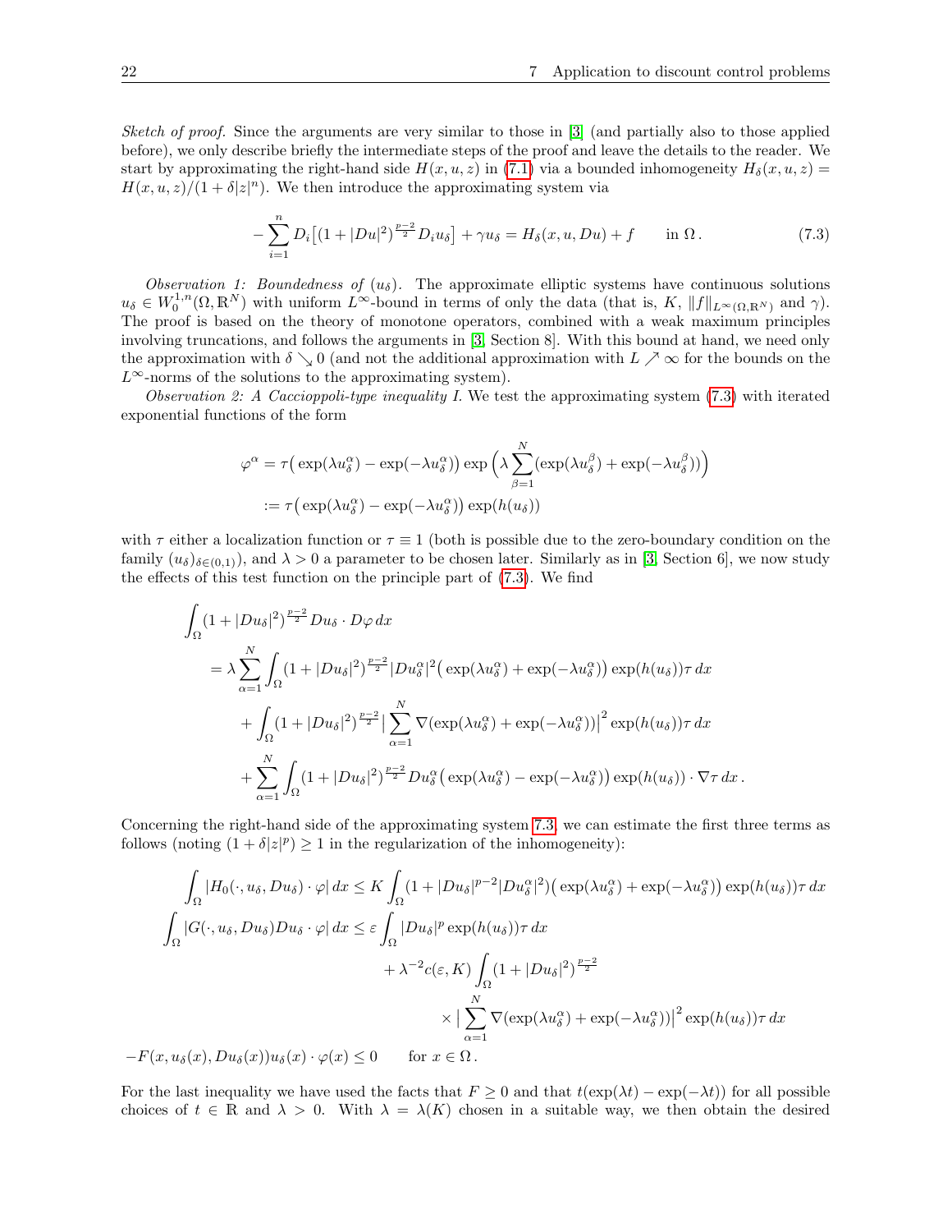*Sketch of proof.* Since the arguments are very similar to those in [3] (and partially also to those applied before), we only describe briefly the intermediate steps of the proof and leave the details to the reader. We start by approximating the right-hand side $H(x,u,z)$ in (7.1) via a bounded inhomogeneity $H_\delta(x,u,z) = H(x,u,z)/(1+\delta|z|^n)$. We then introduce the approximating system via

$$
-\sum_{i=1}^{n} D_i\big[(1+|Du|^2)^{\frac{p-2}{2}} D_i u_\delta\big] + \gamma u_\delta = H_\delta(x,u,Du) + f \qquad \text{in } \Omega\,. \tag{7.3}
$$

*Observation 1: Boundedness of* $(u_\delta)$. The approximate elliptic systems have continuous solutions $u_\delta \in W_0^{1,n}(\Omega,\mathbb{R}^N)$ with uniform $L^\infty$-bound in terms of only the data (that is, $K$, $\|f\|_{L^\infty(\Omega,\mathbb{R}^N)}$ and $\gamma$). The proof is based on the theory of monotone operators, combined with a weak maximum principles involving truncations, and follows the arguments in [3, Section 8]. With this bound at hand, we need only the approximation with $\delta \searrow 0$ (and not the additional approximation with $L \nearrow \infty$ for the bounds on the $L^\infty$-norms of the solutions to the approximating system).

*Observation 2: A Caccioppoli-type inequality I.* We test the approximating system (7.3) with iterated exponential functions of the form

$$
\begin{aligned}
\varphi^\alpha &= \tau\big(\exp(\lambda u_\delta^\alpha) - \exp(-\lambda u_\delta^\alpha)\big)\exp\Big(\lambda\sum_{\beta=1}^{N}(\exp(\lambda u_\delta^\beta) + \exp(-\lambda u_\delta^\beta))\Big)\\
&:= \tau\big(\exp(\lambda u_\delta^\alpha) - \exp(-\lambda u_\delta^\alpha)\big)\exp(h(u_\delta))
\end{aligned}
$$

with $\tau$ either a localization function or $\tau \equiv 1$ (both is possible due to the zero-boundary condition on the family $(u_\delta)_{\delta\in(0,1)}$), and $\lambda > 0$ a parameter to be chosen later. Similarly as in [3, Section 6], we now study the effects of this test function on the principle part of (7.3). We find

$$
\begin{aligned}
\int_\Omega &(1+|Du_\delta|^2)^{\frac{p-2}{2}} Du_\delta \cdot D\varphi \, dx\\
&= \lambda \sum_{\alpha=1}^{N}\int_\Omega (1+|Du_\delta|^2)^{\frac{p-2}{2}} |Du_\delta^\alpha|^2 \big(\exp(\lambda u_\delta^\alpha) + \exp(-\lambda u_\delta^\alpha)\big)\exp(h(u_\delta))\tau\, dx\\
&\quad + \int_\Omega (1+|Du_\delta|^2)^{\frac{p-2}{2}} \Big|\sum_{\alpha=1}^{N}\nabla(\exp(\lambda u_\delta^\alpha) + \exp(-\lambda u_\delta^\alpha))\Big|^2 \exp(h(u_\delta))\tau\, dx\\
&\quad + \sum_{\alpha=1}^{N}\int_\Omega (1+|Du_\delta|^2)^{\frac{p-2}{2}} Du_\delta^\alpha \big(\exp(\lambda u_\delta^\alpha) - \exp(-\lambda u_\delta^\alpha)\big)\exp(h(u_\delta))\cdot\nabla\tau\, dx\,.
\end{aligned}
$$

Concerning the right-hand side of the approximating system 7.3, we can estimate the first three terms as follows (noting $(1+\delta|z|^p)\geq 1$ in the regularization of the inhomogeneity):

$$
\begin{aligned}
\int_\Omega |H_0(\cdot,u_\delta,Du_\delta)\cdot\varphi|\, dx &\leq K\int_\Omega (1+|Du_\delta|^{p-2}|Du_\delta^\alpha|^2)\big(\exp(\lambda u_\delta^\alpha) + \exp(-\lambda u_\delta^\alpha)\big)\exp(h(u_\delta))\tau\, dx\\
\int_\Omega |G(\cdot,u_\delta,Du_\delta)Du_\delta\cdot\varphi|\, dx &\leq \varepsilon\int_\Omega |Du_\delta|^p \exp(h(u_\delta))\tau\, dx\\
&\quad + \lambda^{-2}c(\varepsilon,K)\int_\Omega (1+|Du_\delta|^2)^{\frac{p-2}{2}}\\
&\qquad\times\Big|\sum_{\alpha=1}^{N}\nabla(\exp(\lambda u_\delta^\alpha) + \exp(-\lambda u_\delta^\alpha))\Big|^2\exp(h(u_\delta))\tau\, dx\\
-F(x,u_\delta(x),Du_\delta(x))u_\delta(x)\cdot\varphi(x) &\leq 0 \qquad \text{for } x\in\Omega\,.
\end{aligned}
$$

For the last inequality we have used the facts that $F\geq 0$ and that $t(\exp(\lambda t) - \exp(-\lambda t))$ for all possible choices of $t\in\mathbb{R}$ and $\lambda > 0$. With $\lambda = \lambda(K)$ chosen in a suitable way, we then obtain the desired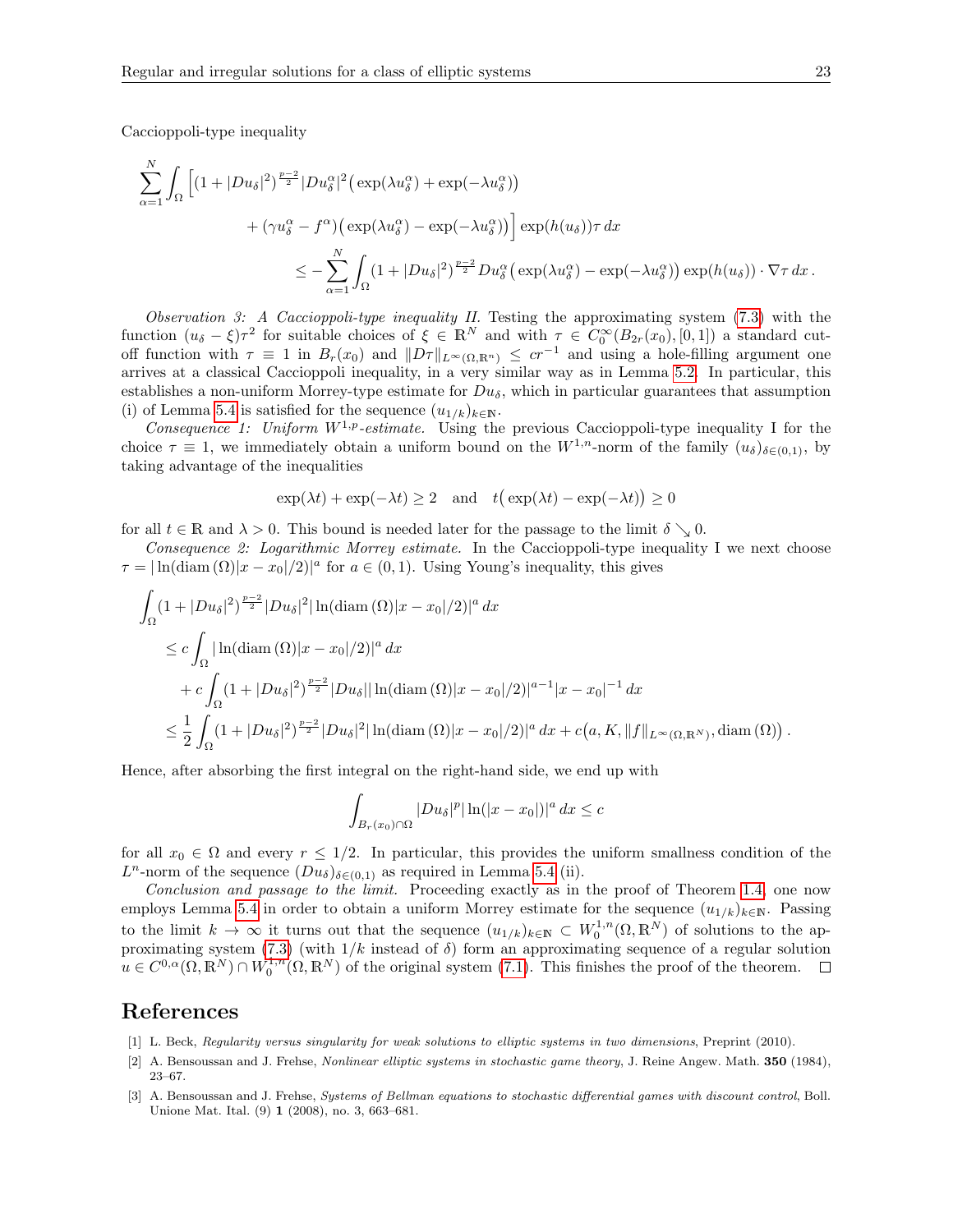Caccioppoli-type inequality

$$
\begin{aligned}
\sum_{\alpha=1}^{N} \int_{\Omega} \Big[ & (1+|Du_\delta|^2)^{\frac{p-2}{2}} |Du_\delta^\alpha|^2 \big( \exp(\lambda u_\delta^\alpha) + \exp(-\lambda u_\delta^\alpha) \big) \\
& + (\gamma u_\delta^\alpha - f^\alpha) \big( \exp(\lambda u_\delta^\alpha) - \exp(-\lambda u_\delta^\alpha) \big) \Big] \exp(h(u_\delta)) \tau \, dx \\
& \qquad \leq - \sum_{\alpha=1}^{N} \int_{\Omega} (1+|Du_\delta|^2)^{\frac{p-2}{2}} Du_\delta^\alpha \big( \exp(\lambda u_\delta^\alpha) - \exp(-\lambda u_\delta^\alpha) \big) \exp(h(u_\delta)) \cdot \nabla \tau \, dx \, .
\end{aligned}
$$

*Observation 3: A Caccioppoli-type inequality II.* Testing the approximating system (7.3) with the function $(u_\delta - \xi)\tau^2$ for suitable choices of $\xi \in \mathbb{R}^N$ and with $\tau \in C_0^\infty(B_{2r}(x_0), [0,1])$ a standard cut-off function with $\tau \equiv 1$ in $B_r(x_0)$ and $\|D\tau\|_{L^\infty(\Omega,\mathbb{R}^n)} \leq cr^{-1}$ and using a hole-filling argument one arrives at a classical Caccioppoli inequality, in a very similar way as in Lemma 5.2. In particular, this establishes a non-uniform Morrey-type estimate for $Du_\delta$, which in particular guarantees that assumption (i) of Lemma 5.4 is satisfied for the sequence $(u_{1/k})_{k \in \mathbb{N}}$.

*Consequence 1: Uniform $W^{1,p}$-estimate.* Using the previous Caccioppoli-type inequality I for the choice $\tau \equiv 1$, we immediately obtain a uniform bound on the $W^{1,n}$-norm of the family $(u_\delta)_{\delta \in (0,1)}$, by taking advantage of the inequalities

$$
\exp(\lambda t) + \exp(-\lambda t) \geq 2 \quad \text{and} \quad t\big(\exp(\lambda t) - \exp(-\lambda t)\big) \geq 0
$$

for all $t \in \mathbb{R}$ and $\lambda > 0$. This bound is needed later for the passage to the limit $\delta \searrow 0$.

*Consequence 2: Logarithmic Morrey estimate.* In the Caccioppoli-type inequality I we next choose $\tau = |\ln(\operatorname{diam}(\Omega)|x - x_0|/2)|^a$ for $a \in (0,1)$. Using Young's inequality, this gives

$$
\begin{aligned}
\int_{\Omega} & (1+|Du_\delta|^2)^{\frac{p-2}{2}} |Du_\delta|^2 |\ln(\operatorname{diam}(\Omega)|x-x_0|/2)|^a \, dx \\
& \leq c \int_{\Omega} |\ln(\operatorname{diam}(\Omega)|x-x_0|/2)|^a \, dx \\
& \quad + c \int_{\Omega} (1+|Du_\delta|^2)^{\frac{p-2}{2}} |Du_\delta| |\ln(\operatorname{diam}(\Omega)|x-x_0|/2)|^{a-1} |x-x_0|^{-1} \, dx \\
& \leq \frac{1}{2} \int_{\Omega} (1+|Du_\delta|^2)^{\frac{p-2}{2}} |Du_\delta|^2 |\ln(\operatorname{diam}(\Omega)|x-x_0|/2)|^a \, dx + c\big(a, K, \|f\|_{L^\infty(\Omega,\mathbb{R}^N)}, \operatorname{diam}(\Omega)\big) \, .
\end{aligned}
$$

Hence, after absorbing the first integral on the right-hand side, we end up with

$$
\int_{B_r(x_0) \cap \Omega} |Du_\delta|^p |\ln(|x - x_0|)|^a \, dx \leq c
$$

for all $x_0 \in \Omega$ and every $r \leq 1/2$. In particular, this provides the uniform smallness condition of the $L^n$-norm of the sequence $(Du_\delta)_{\delta \in (0,1)}$ as required in Lemma 5.4 (ii).

*Conclusion and passage to the limit.* Proceeding exactly as in the proof of Theorem 1.4, one now employs Lemma 5.4 in order to obtain a uniform Morrey estimate for the sequence $(u_{1/k})_{k \in \mathbb{N}}$. Passing to the limit $k \to \infty$ it turns out that the sequence $(u_{1/k})_{k \in \mathbb{N}} \subset W_0^{1,n}(\Omega, \mathbb{R}^N)$ of solutions to the approximating system (7.3) (with $1/k$ instead of $\delta$) form an approximating sequence of a regular solution $u \in C^{0,\alpha}(\Omega, \mathbb{R}^N) \cap W_0^{1,n}(\Omega, \mathbb{R}^N)$ of the original system (7.1). This finishes the proof of the theorem. □

# References

[1] L. Beck, *Regularity versus singularity for weak solutions to elliptic systems in two dimensions*, Preprint (2010).

[2] A. Bensoussan and J. Frehse, *Nonlinear elliptic systems in stochastic game theory*, J. Reine Angew. Math. **350** (1984), 23–67.

[3] A. Bensoussan and J. Frehse, *Systems of Bellman equations to stochastic differential games with discount control*, Boll. Unione Mat. Ital. (9) **1** (2008), no. 3, 663–681.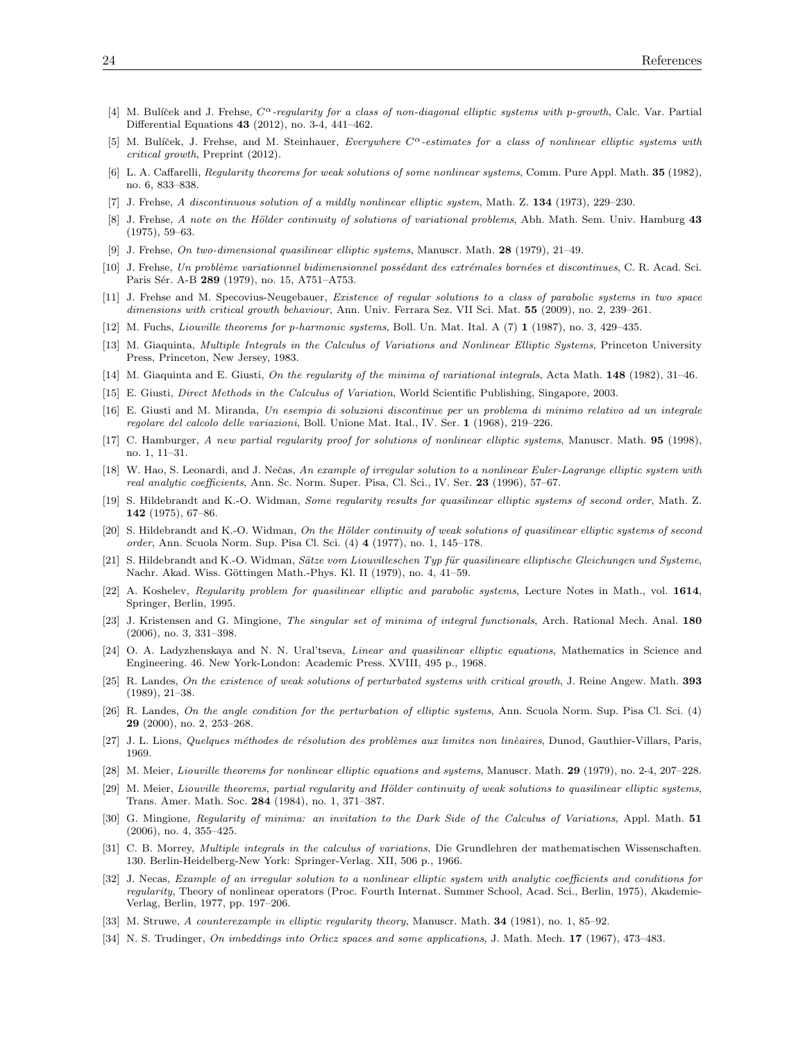[4] M. Bulíček and J. Frehse, *$C^\alpha$-regularity for a class of non-diagonal elliptic systems with p-growth*, Calc. Var. Partial Differential Equations **43** (2012), no. 3-4, 441–462.

[5] M. Bulíček, J. Frehse, and M. Steinhauer, *Everywhere $C^\alpha$-estimates for a class of nonlinear elliptic systems with critical growth*, Preprint (2012).

[6] L. A. Caffarelli, *Regularity theorems for weak solutions of some nonlinear systems*, Comm. Pure Appl. Math. **35** (1982), no. 6, 833–838.

[7] J. Frehse, *A discontinuous solution of a mildly nonlinear elliptic system*, Math. Z. **134** (1973), 229–230.

[8] J. Frehse, *A note on the Hölder continuity of solutions of variational problems*, Abh. Math. Sem. Univ. Hamburg **43** (1975), 59–63.

[9] J. Frehse, *On two-dimensional quasilinear elliptic systems*, Manuscr. Math. **28** (1979), 21–49.

[10] J. Frehse, *Un problème variationnel bidimensionnel possédant des extrémales bornées et discontinues*, C. R. Acad. Sci. Paris Sér. A-B **289** (1979), no. 15, A751–A753.

[11] J. Frehse and M. Specovius-Neugebauer, *Existence of regular solutions to a class of parabolic systems in two space dimensions with critical growth behaviour*, Ann. Univ. Ferrara Sez. VII Sci. Mat. **55** (2009), no. 2, 239–261.

[12] M. Fuchs, *Liouville theorems for p-harmonic systems*, Boll. Un. Mat. Ital. A (7) **1** (1987), no. 3, 429–435.

[13] M. Giaquinta, *Multiple Integrals in the Calculus of Variations and Nonlinear Elliptic Systems*, Princeton University Press, Princeton, New Jersey, 1983.

[14] M. Giaquinta and E. Giusti, *On the regularity of the minima of variational integrals*, Acta Math. **148** (1982), 31–46.

[15] E. Giusti, *Direct Methods in the Calculus of Variation*, World Scientific Publishing, Singapore, 2003.

[16] E. Giusti and M. Miranda, *Un esempio di soluzioni discontinue per un problema di minimo relativo ad un integrale regolare del calcolo delle variazioni*, Boll. Unione Mat. Ital., IV. Ser. **1** (1968), 219–226.

[17] C. Hamburger, *A new partial regularity proof for solutions of nonlinear elliptic systems*, Manuscr. Math. **95** (1998), no. 1, 11–31.

[18] W. Hao, S. Leonardi, and J. Nečas, *An example of irregular solution to a nonlinear Euler-Lagrange elliptic system with real analytic coefficients*, Ann. Sc. Norm. Super. Pisa, Cl. Sci., IV. Ser. **23** (1996), 57–67.

[19] S. Hildebrandt and K.-O. Widman, *Some regularity results for quasilinear elliptic systems of second order*, Math. Z. **142** (1975), 67–86.

[20] S. Hildebrandt and K.-O. Widman, *On the Hölder continuity of weak solutions of quasilinear elliptic systems of second order*, Ann. Scuola Norm. Sup. Pisa Cl. Sci. (4) **4** (1977), no. 1, 145–178.

[21] S. Hildebrandt and K.-O. Widman, *Sätze vom Liouvilleschen Typ für quasilineare elliptische Gleichungen und Systeme*, Nachr. Akad. Wiss. Göttingen Math.-Phys. Kl. II (1979), no. 4, 41–59.

[22] A. Koshelev, *Regularity problem for quasilinear elliptic and parabolic systems*, Lecture Notes in Math., vol. **1614**, Springer, Berlin, 1995.

[23] J. Kristensen and G. Mingione, *The singular set of minima of integral functionals*, Arch. Rational Mech. Anal. **180** (2006), no. 3, 331–398.

[24] O. A. Ladyzhenskaya and N. N. Ural'tseva, *Linear and quasilinear elliptic equations*, Mathematics in Science and Engineering. 46. New York-London: Academic Press. XVIII, 495 p., 1968.

[25] R. Landes, *On the existence of weak solutions of perturbated systems with critical growth*, J. Reine Angew. Math. **393** (1989), 21–38.

[26] R. Landes, *On the angle condition for the perturbation of elliptic systems*, Ann. Scuola Norm. Sup. Pisa Cl. Sci. (4) **29** (2000), no. 2, 253–268.

[27] J. L. Lions, *Quelques méthodes de résolution des problèmes aux limites non linèaires*, Dunod, Gauthier-Villars, Paris, 1969.

[28] M. Meier, *Liouville theorems for nonlinear elliptic equations and systems*, Manuscr. Math. **29** (1979), no. 2-4, 207–228.

[29] M. Meier, *Liouville theorems, partial regularity and Hölder continuity of weak solutions to quasilinear elliptic systems*, Trans. Amer. Math. Soc. **284** (1984), no. 1, 371–387.

[30] G. Mingione, *Regularity of minima: an invitation to the Dark Side of the Calculus of Variations*, Appl. Math. **51** (2006), no. 4, 355–425.

[31] C. B. Morrey, *Multiple integrals in the calculus of variations*, Die Grundlehren der mathematischen Wissenschaften. 130. Berlin-Heidelberg-New York: Springer-Verlag. XII, 506 p., 1966.

[32] J. Necas, *Example of an irregular solution to a nonlinear elliptic system with analytic coefficients and conditions for regularity*, Theory of nonlinear operators (Proc. Fourth Internat. Summer School, Acad. Sci., Berlin, 1975), Akademie-Verlag, Berlin, 1977, pp. 197–206.

[33] M. Struwe, *A counterexample in elliptic regularity theory*, Manuscr. Math. **34** (1981), no. 1, 85–92.

[34] N. S. Trudinger, *On imbeddings into Orlicz spaces and some applications*, J. Math. Mech. **17** (1967), 473–483.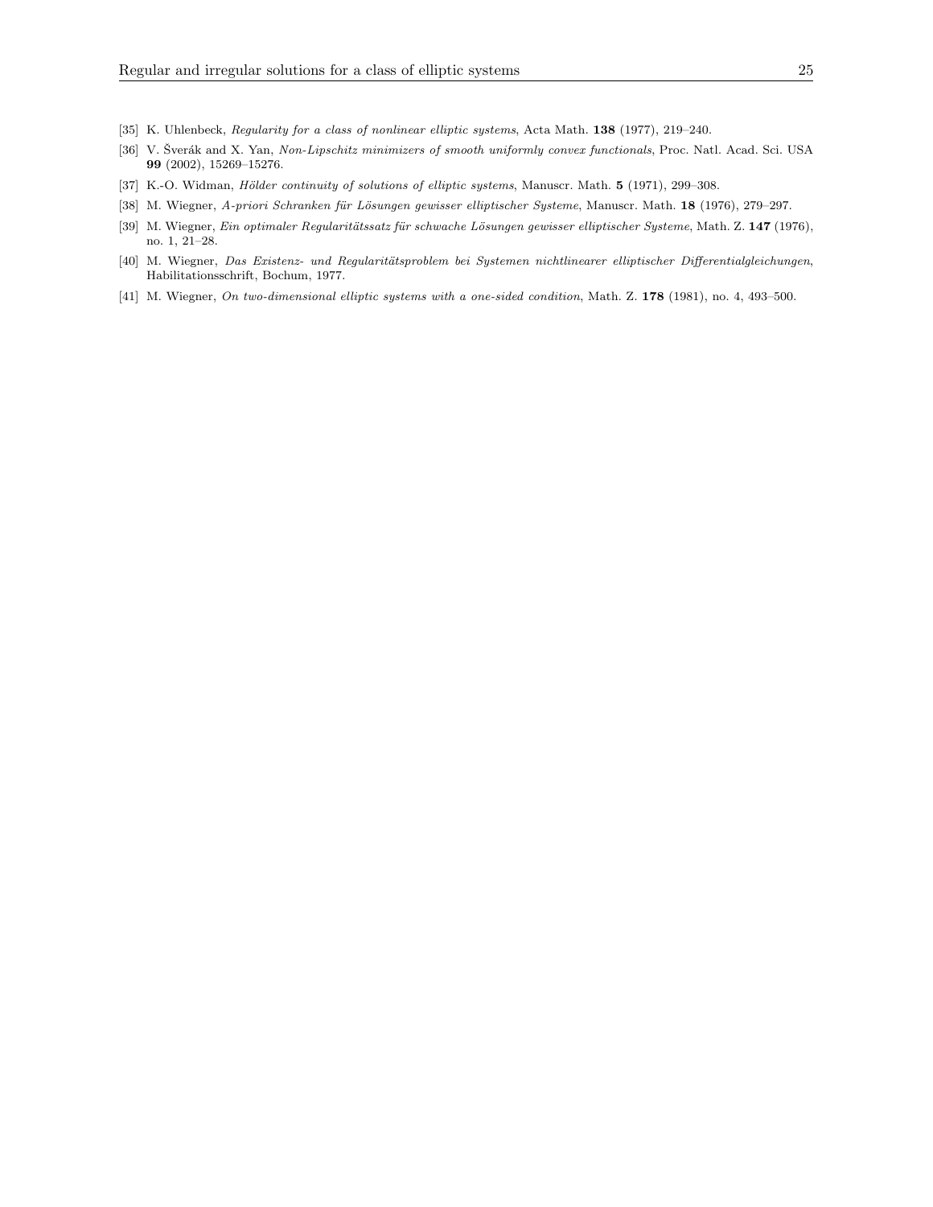[35] K. Uhlenbeck, *Regularity for a class of nonlinear elliptic systems*, Acta Math. **138** (1977), 219–240.

[36] V. Šverák and X. Yan, *Non-Lipschitz minimizers of smooth uniformly convex functionals*, Proc. Natl. Acad. Sci. USA **99** (2002), 15269–15276.

[37] K.-O. Widman, *Hölder continuity of solutions of elliptic systems*, Manuscr. Math. **5** (1971), 299–308.

[38] M. Wiegner, *A-priori Schranken für Lösungen gewisser elliptischer Systeme*, Manuscr. Math. **18** (1976), 279–297.

[39] M. Wiegner, *Ein optimaler Regularitätssatz für schwache Lösungen gewisser elliptischer Systeme*, Math. Z. **147** (1976), no. 1, 21–28.

[40] M. Wiegner, *Das Existenz- und Regularitätsproblem bei Systemen nichtlinearer elliptischer Differentialgleichungen*, Habilitationsschrift, Bochum, 1977.

[41] M. Wiegner, *On two-dimensional elliptic systems with a one-sided condition*, Math. Z. **178** (1981), no. 4, 493–500.